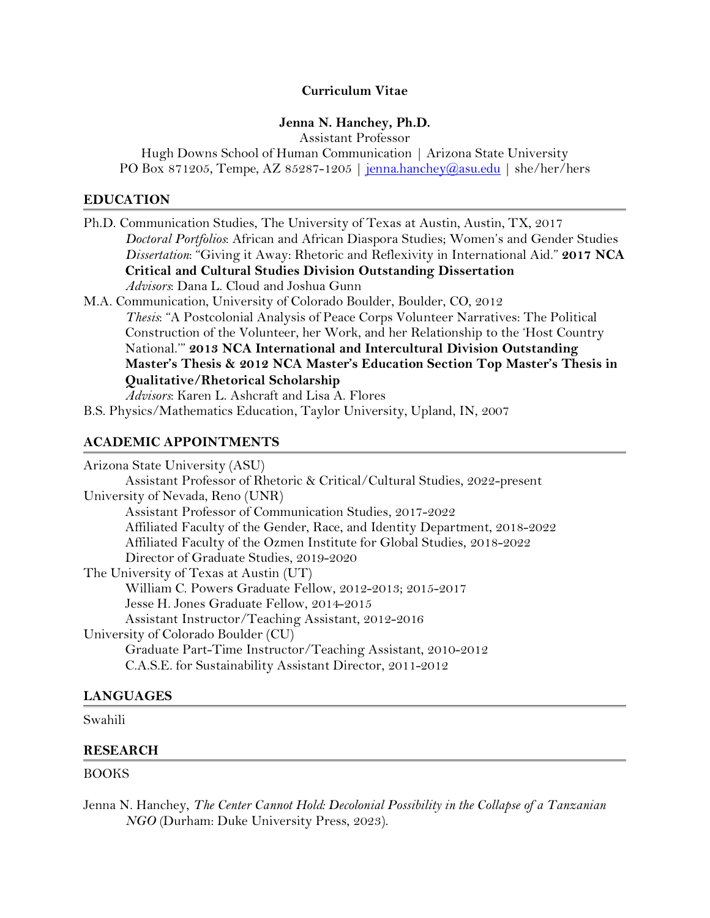**Curriculum Vitae**

**Jenna N. Hanchey, Ph.D.**
Assistant Professor
Hugh Downs School of Human Communication | Arizona State University
PO Box 871205, Tempe, AZ 85287-1205 | jenna.hanchey@asu.edu | she/her/hers

## EDUCATION

Ph.D. Communication Studies, The University of Texas at Austin, Austin, TX, 2017
  *Doctoral Portfolios*: African and African Diaspora Studies; Women's and Gender Studies
  *Dissertation*: "Giving it Away: Rhetoric and Reflexivity in International Aid." **2017 NCA Critical and Cultural Studies Division Outstanding Dissertation**
  *Advisors*: Dana L. Cloud and Joshua Gunn

M.A. Communication, University of Colorado Boulder, Boulder, CO, 2012
  *Thesis*: "A Postcolonial Analysis of Peace Corps Volunteer Narratives: The Political Construction of the Volunteer, her Work, and her Relationship to the 'Host Country National.'" **2013 NCA International and Intercultural Division Outstanding Master's Thesis & 2012 NCA Master's Education Section Top Master's Thesis in Qualitative/Rhetorical Scholarship**
  *Advisors*: Karen L. Ashcraft and Lisa A. Flores

B.S. Physics/Mathematics Education, Taylor University, Upland, IN, 2007

## ACADEMIC APPOINTMENTS

Arizona State University (ASU)
  Assistant Professor of Rhetoric & Critical/Cultural Studies, 2022-present

University of Nevada, Reno (UNR)
  Assistant Professor of Communication Studies, 2017-2022
  Affiliated Faculty of the Gender, Race, and Identity Department, 2018-2022
  Affiliated Faculty of the Ozmen Institute for Global Studies, 2018-2022
  Director of Graduate Studies, 2019-2020

The University of Texas at Austin (UT)
  William C. Powers Graduate Fellow, 2012-2013; 2015-2017
  Jesse H. Jones Graduate Fellow, 2014-2015
  Assistant Instructor/Teaching Assistant, 2012-2016

University of Colorado Boulder (CU)
  Graduate Part-Time Instructor/Teaching Assistant, 2010-2012
  C.A.S.E. for Sustainability Assistant Director, 2011-2012

## LANGUAGES

Swahili

## RESEARCH

BOOKS

Jenna N. Hanchey, *The Center Cannot Hold: Decolonial Possibility in the Collapse of a Tanzanian NGO* (Durham: Duke University Press, 2023).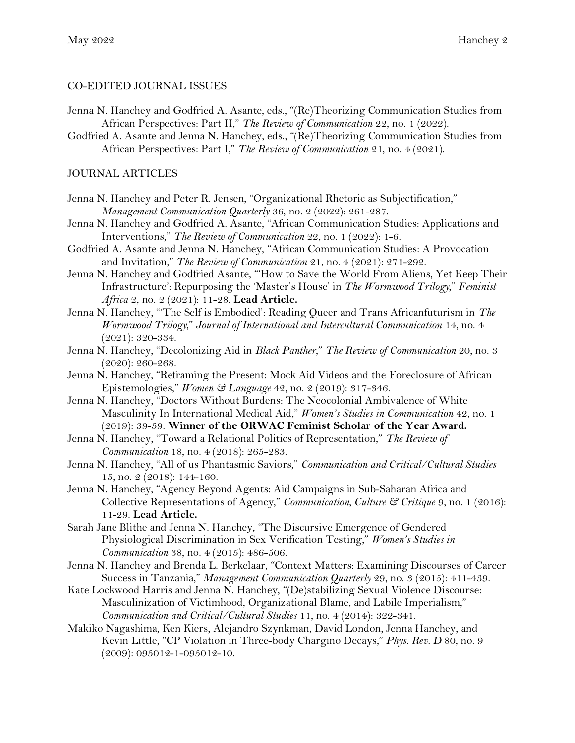## CO-EDITED JOURNAL ISSUES

Jenna N. Hanchey and Godfried A. Asante, eds., "(Re)Theorizing Communication Studies from African Perspectives: Part II," *The Review of Communication* 22, no. 1 (2022).

Godfried A. Asante and Jenna N. Hanchey, eds., "(Re)Theorizing Communication Studies from African Perspectives: Part I," *The Review of Communication* 21, no. 4 (2021).

## JOURNAL ARTICLES

Jenna N. Hanchey and Peter R. Jensen, "Organizational Rhetoric as Subjectification," *Management Communication Quarterly* 36, no. 2 (2022): 261-287.

Jenna N. Hanchey and Godfried A. Asante, "African Communication Studies: Applications and Interventions," *The Review of Communication* 22, no. 1 (2022): 1-6.

Godfried A. Asante and Jenna N. Hanchey, "African Communication Studies: A Provocation and Invitation," *The Review of Communication* 21, no. 4 (2021): 271-292.

Jenna N. Hanchey and Godfried Asante, "'How to Save the World From Aliens, Yet Keep Their Infrastructure': Repurposing the 'Master's House' in *The Wormwood Trilogy*," *Feminist Africa* 2, no. 2 (2021): 11-28. **Lead Article.**

Jenna N. Hanchey, "'The Self is Embodied': Reading Queer and Trans Africanfuturism in *The Wormwood Trilogy*," *Journal of International and Intercultural Communication* 14, no. 4 (2021): 320-334.

Jenna N. Hanchey, "Decolonizing Aid in *Black Panther*," *The Review of Communication* 20, no. 3 (2020): 260-268.

Jenna N. Hanchey, "Reframing the Present: Mock Aid Videos and the Foreclosure of African Epistemologies," *Women & Language* 42, no. 2 (2019): 317-346.

Jenna N. Hanchey, "Doctors Without Burdens: The Neocolonial Ambivalence of White Masculinity In International Medical Aid," *Women's Studies in Communication* 42, no. 1 (2019): 39-59. **Winner of the ORWAC Feminist Scholar of the Year Award.**

Jenna N. Hanchey, "Toward a Relational Politics of Representation," *The Review of Communication* 18, no. 4 (2018): 265-283.

Jenna N. Hanchey, "All of us Phantasmic Saviors," *Communication and Critical/Cultural Studies* 15, no. 2 (2018): 144-160.

Jenna N. Hanchey, "Agency Beyond Agents: Aid Campaigns in Sub-Saharan Africa and Collective Representations of Agency," *Communication, Culture & Critique* 9, no. 1 (2016): 11-29. **Lead Article.**

Sarah Jane Blithe and Jenna N. Hanchey, "The Discursive Emergence of Gendered Physiological Discrimination in Sex Verification Testing," *Women's Studies in Communication* 38, no. 4 (2015): 486-506.

Jenna N. Hanchey and Brenda L. Berkelaar, "Context Matters: Examining Discourses of Career Success in Tanzania," *Management Communication Quarterly* 29, no. 3 (2015): 411-439.

Kate Lockwood Harris and Jenna N. Hanchey, "(De)stabilizing Sexual Violence Discourse: Masculinization of Victimhood, Organizational Blame, and Labile Imperialism," *Communication and Critical/Cultural Studies* 11, no. 4 (2014): 322-341.

Makiko Nagashima, Ken Kiers, Alejandro Szynkman, David London, Jenna Hanchey, and Kevin Little, "CP Violation in Three-body Chargino Decays," *Phys. Rev. D* 80, no. 9 (2009): 095012-1-095012-10.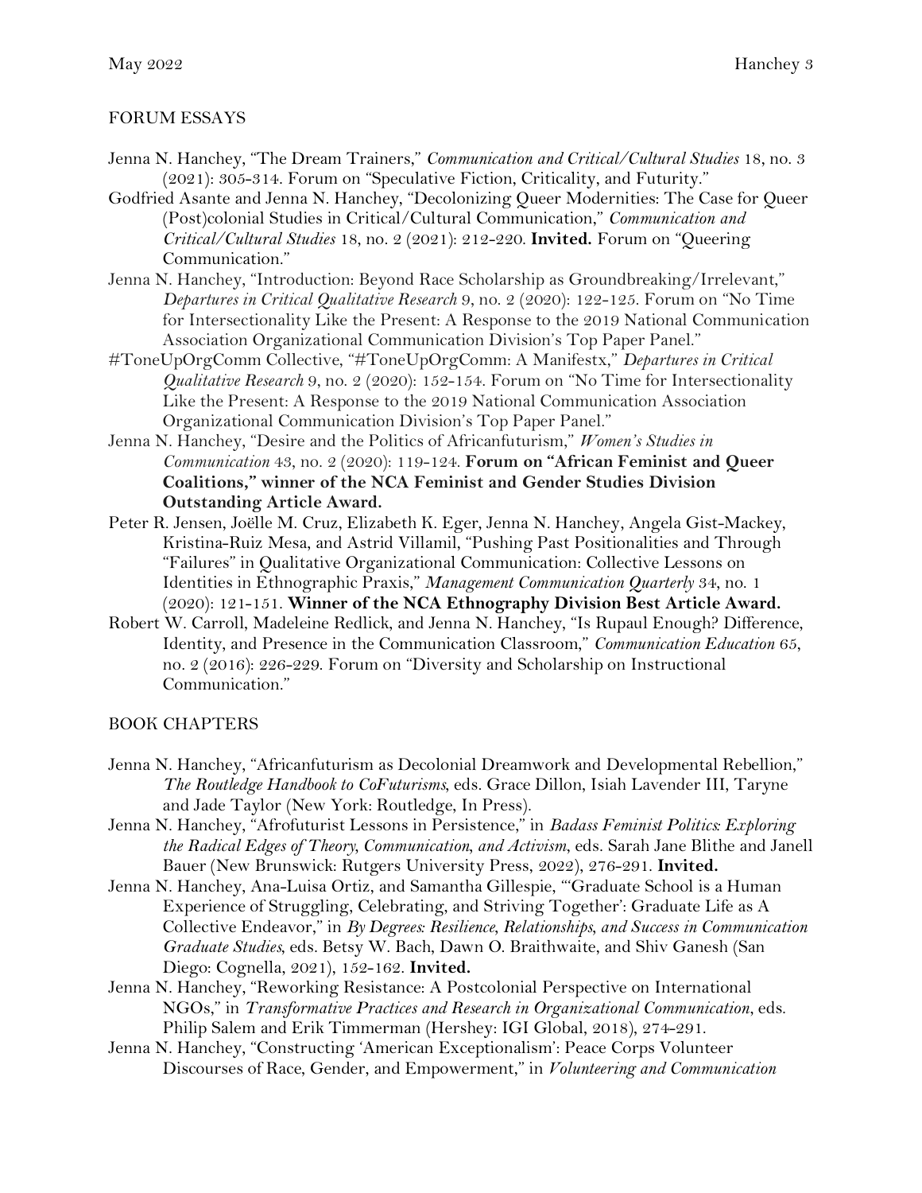## FORUM ESSAYS

Jenna N. Hanchey, "The Dream Trainers," *Communication and Critical/Cultural Studies* 18, no. 3 (2021): 305-314. Forum on "Speculative Fiction, Criticality, and Futurity."

Godfried Asante and Jenna N. Hanchey, "Decolonizing Queer Modernities: The Case for Queer (Post)colonial Studies in Critical/Cultural Communication," *Communication and Critical/Cultural Studies* 18, no. 2 (2021): 212-220. **Invited.** Forum on "Queering Communication."

Jenna N. Hanchey, "Introduction: Beyond Race Scholarship as Groundbreaking/Irrelevant," *Departures in Critical Qualitative Research* 9, no. 2 (2020): 122-125. Forum on "No Time for Intersectionality Like the Present: A Response to the 2019 National Communication Association Organizational Communication Division's Top Paper Panel."

#ToneUpOrgComm Collective, "#ToneUpOrgComm: A Manifestx," *Departures in Critical Qualitative Research* 9, no. 2 (2020): 152-154. Forum on "No Time for Intersectionality Like the Present: A Response to the 2019 National Communication Association Organizational Communication Division's Top Paper Panel."

Jenna N. Hanchey, "Desire and the Politics of Africanfuturism," *Women's Studies in Communication* 43, no. 2 (2020): 119-124. **Forum on "African Feminist and Queer Coalitions," winner of the NCA Feminist and Gender Studies Division Outstanding Article Award.**

Peter R. Jensen, Joëlle M. Cruz, Elizabeth K. Eger, Jenna N. Hanchey, Angela Gist-Mackey, Kristina-Ruiz Mesa, and Astrid Villamil, "Pushing Past Positionalities and Through "Failures" in Qualitative Organizational Communication: Collective Lessons on Identities in Ethnographic Praxis," *Management Communication Quarterly* 34, no. 1 (2020): 121-151. **Winner of the NCA Ethnography Division Best Article Award.**

Robert W. Carroll, Madeleine Redlick, and Jenna N. Hanchey, "Is Rupaul Enough? Difference, Identity, and Presence in the Communication Classroom," *Communication Education* 65, no. 2 (2016): 226-229. Forum on "Diversity and Scholarship on Instructional Communication."

## BOOK CHAPTERS

Jenna N. Hanchey, "Africanfuturism as Decolonial Dreamwork and Developmental Rebellion," *The Routledge Handbook to CoFuturisms*, eds. Grace Dillon, Isiah Lavender III, Taryne and Jade Taylor (New York: Routledge, In Press).

Jenna N. Hanchey, "Afrofuturist Lessons in Persistence," in *Badass Feminist Politics: Exploring the Radical Edges of Theory, Communication, and Activism*, eds. Sarah Jane Blithe and Janell Bauer (New Brunswick: Rutgers University Press, 2022), 276-291. **Invited.**

Jenna N. Hanchey, Ana-Luisa Ortiz, and Samantha Gillespie, "'Graduate School is a Human Experience of Struggling, Celebrating, and Striving Together': Graduate Life as A Collective Endeavor," in *By Degrees: Resilience, Relationships, and Success in Communication Graduate Studies*, eds. Betsy W. Bach, Dawn O. Braithwaite, and Shiv Ganesh (San Diego: Cognella, 2021), 152-162. **Invited.**

Jenna N. Hanchey, "Reworking Resistance: A Postcolonial Perspective on International NGOs," in *Transformative Practices and Research in Organizational Communication*, eds. Philip Salem and Erik Timmerman (Hershey: IGI Global, 2018), 274–291.

Jenna N. Hanchey, "Constructing 'American Exceptionalism': Peace Corps Volunteer Discourses of Race, Gender, and Empowerment," in *Volunteering and Communication*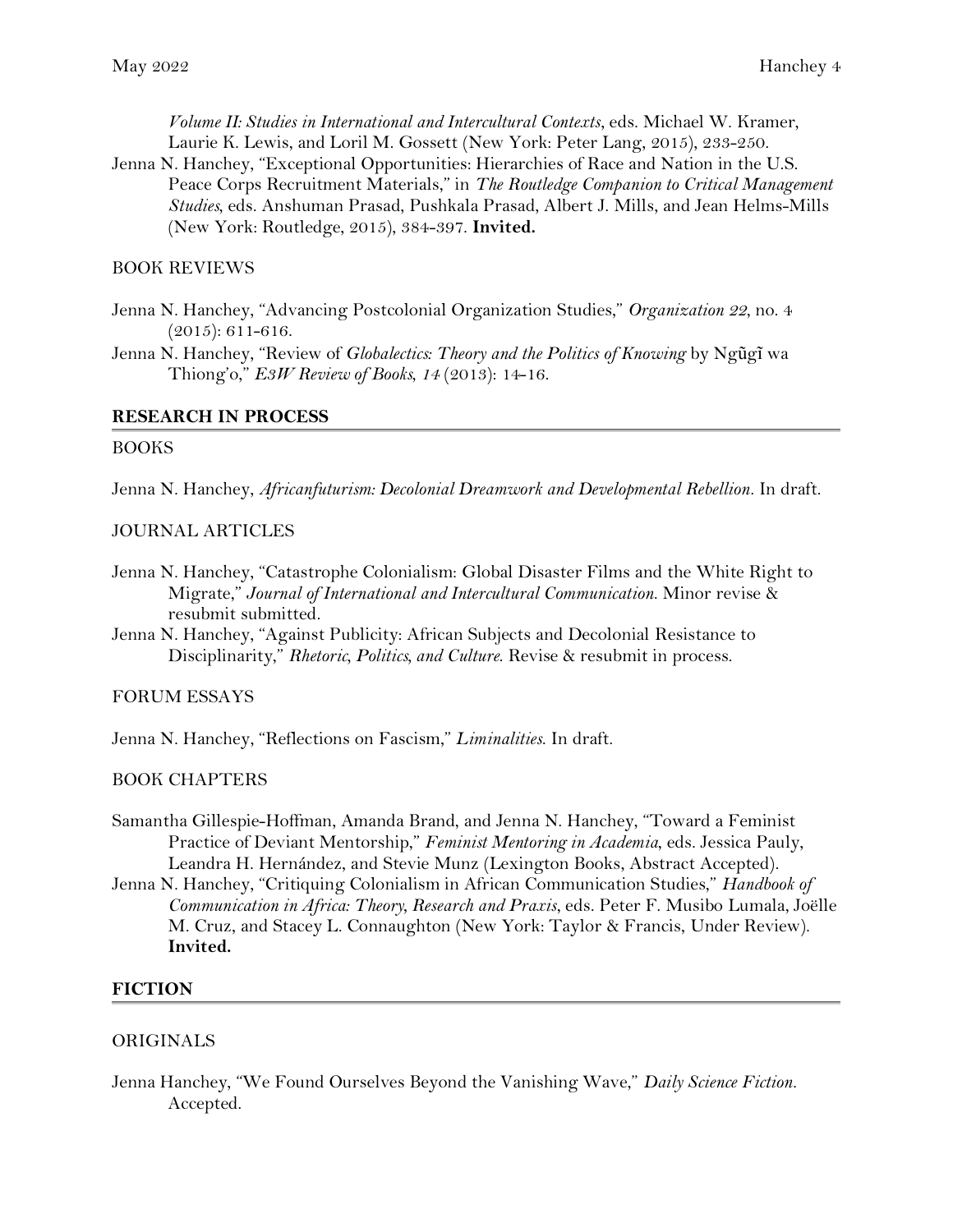*Volume II: Studies in International and Intercultural Contexts*, eds. Michael W. Kramer, Laurie K. Lewis, and Loril M. Gossett (New York: Peter Lang, 2015), 233-250.

Jenna N. Hanchey, "Exceptional Opportunities: Hierarchies of Race and Nation in the U.S. Peace Corps Recruitment Materials," in *The Routledge Companion to Critical Management Studies*, eds. Anshuman Prasad, Pushkala Prasad, Albert J. Mills, and Jean Helms-Mills (New York: Routledge, 2015), 384-397. **Invited.**

BOOK REVIEWS

Jenna N. Hanchey, "Advancing Postcolonial Organization Studies," *Organization 22*, no. 4 (2015): 611-616.

Jenna N. Hanchey, "Review of *Globalectics: Theory and the Politics of Knowing* by Ngũgĩ wa Thiong'o," *E3W Review of Books, 14* (2013): 14-16.

## RESEARCH IN PROCESS

BOOKS

Jenna N. Hanchey, *Africanfuturism: Decolonial Dreamwork and Developmental Rebellion*. In draft.

JOURNAL ARTICLES

Jenna N. Hanchey, "Catastrophe Colonialism: Global Disaster Films and the White Right to Migrate," *Journal of International and Intercultural Communication*. Minor revise & resubmit submitted.

Jenna N. Hanchey, "Against Publicity: African Subjects and Decolonial Resistance to Disciplinarity," *Rhetoric, Politics, and Culture*. Revise & resubmit in process.

FORUM ESSAYS

Jenna N. Hanchey, "Reflections on Fascism," *Liminalities*. In draft.

BOOK CHAPTERS

Samantha Gillespie-Hoffman, Amanda Brand, and Jenna N. Hanchey, "Toward a Feminist Practice of Deviant Mentorship," *Feminist Mentoring in Academia*, eds. Jessica Pauly, Leandra H. Hernández, and Stevie Munz (Lexington Books, Abstract Accepted).

Jenna N. Hanchey, "Critiquing Colonialism in African Communication Studies," *Handbook of Communication in Africa: Theory, Research and Praxis*, eds. Peter F. Musibo Lumala, Joëlle M. Cruz, and Stacey L. Connaughton (New York: Taylor & Francis, Under Review). **Invited.**

## FICTION

ORIGINALS

Jenna Hanchey, "We Found Ourselves Beyond the Vanishing Wave," *Daily Science Fiction*. Accepted.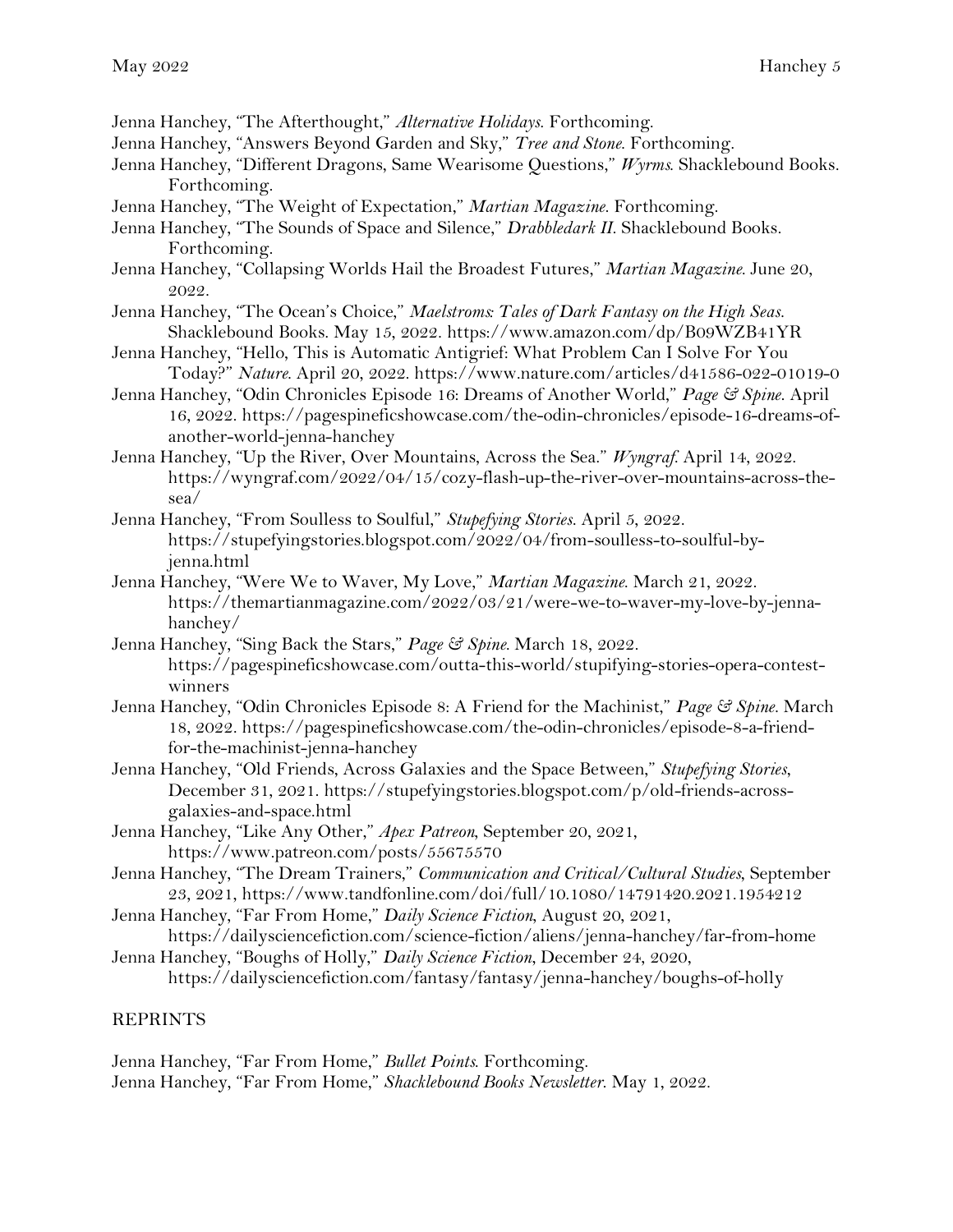Jenna Hanchey, "The Afterthought," *Alternative Holidays*. Forthcoming.

Jenna Hanchey, "Answers Beyond Garden and Sky," *Tree and Stone*. Forthcoming.

Jenna Hanchey, "Different Dragons, Same Wearisome Questions," *Wyrms*. Shacklebound Books. Forthcoming.

Jenna Hanchey, "The Weight of Expectation," *Martian Magazine*. Forthcoming.

Jenna Hanchey, "The Sounds of Space and Silence," *Drabbledark II*. Shacklebound Books. Forthcoming.

Jenna Hanchey, "Collapsing Worlds Hail the Broadest Futures," *Martian Magazine*. June 20, 2022.

Jenna Hanchey, "The Ocean's Choice," *Maelstroms: Tales of Dark Fantasy on the High Seas*. Shacklebound Books. May 15, 2022. https://www.amazon.com/dp/B09WZB41YR

Jenna Hanchey, "Hello, This is Automatic Antigrief: What Problem Can I Solve For You Today?" *Nature*. April 20, 2022. https://www.nature.com/articles/d41586-022-01019-0

Jenna Hanchey, "Odin Chronicles Episode 16: Dreams of Another World," *Page & Spine*. April 16, 2022. https://pagespineficshowcase.com/the-odin-chronicles/episode-16-dreams-of-another-world-jenna-hanchey

Jenna Hanchey, "Up the River, Over Mountains, Across the Sea." *Wyngraf*. April 14, 2022. https://wyngraf.com/2022/04/15/cozy-flash-up-the-river-over-mountains-across-the-sea/

Jenna Hanchey, "From Soulless to Soulful," *Stupefying Stories*. April 5, 2022. https://stupefyingstories.blogspot.com/2022/04/from-soulless-to-soulful-by-jenna.html

Jenna Hanchey, "Were We to Waver, My Love," *Martian Magazine*. March 21, 2022. https://themartianmagazine.com/2022/03/21/were-we-to-waver-my-love-by-jenna-hanchey/

Jenna Hanchey, "Sing Back the Stars," *Page & Spine*. March 18, 2022. https://pagespineficshowcase.com/outta-this-world/stupifying-stories-opera-contest-winners

Jenna Hanchey, "Odin Chronicles Episode 8: A Friend for the Machinist," *Page & Spine*. March 18, 2022. https://pagespineficshowcase.com/the-odin-chronicles/episode-8-a-friend-for-the-machinist-jenna-hanchey

Jenna Hanchey, "Old Friends, Across Galaxies and the Space Between," *Stupefying Stories*, December 31, 2021. https://stupefyingstories.blogspot.com/p/old-friends-across-galaxies-and-space.html

Jenna Hanchey, "Like Any Other," *Apex Patreon*, September 20, 2021, https://www.patreon.com/posts/55675570

Jenna Hanchey, "The Dream Trainers," *Communication and Critical/Cultural Studies*, September 23, 2021, https://www.tandfonline.com/doi/full/10.1080/14791420.2021.1954212

Jenna Hanchey, "Far From Home," *Daily Science Fiction*, August 20, 2021, https://dailysciencefiction.com/science-fiction/aliens/jenna-hanchey/far-from-home

Jenna Hanchey, "Boughs of Holly," *Daily Science Fiction*, December 24, 2020, https://dailysciencefiction.com/fantasy/fantasy/jenna-hanchey/boughs-of-holly

## REPRINTS

Jenna Hanchey, "Far From Home," *Bullet Points*. Forthcoming.

Jenna Hanchey, "Far From Home," *Shacklebound Books Newsletter*. May 1, 2022.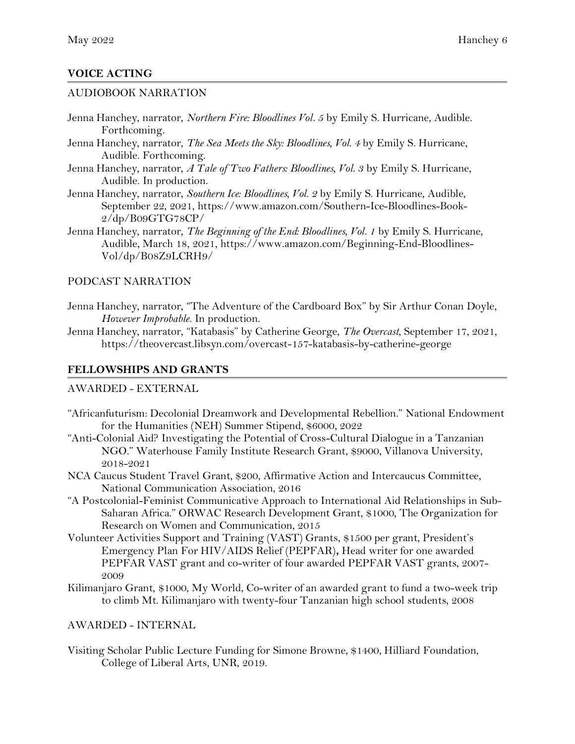## VOICE ACTING

### AUDIOBOOK NARRATION

Jenna Hanchey, narrator, *Northern Fire: Bloodlines Vol. 5* by Emily S. Hurricane, Audible. Forthcoming.

Jenna Hanchey, narrator, *The Sea Meets the Sky: Bloodlines, Vol. 4* by Emily S. Hurricane, Audible. Forthcoming.

Jenna Hanchey, narrator, *A Tale of Two Fathers: Bloodlines, Vol. 3* by Emily S. Hurricane, Audible. In production.

Jenna Hanchey, narrator, *Southern Ice: Bloodlines, Vol. 2* by Emily S. Hurricane, Audible, September 22, 2021, https://www.amazon.com/Southern-Ice-Bloodlines-Book-2/dp/B09GTG78CP/

Jenna Hanchey, narrator, *The Beginning of the End: Bloodlines, Vol. 1* by Emily S. Hurricane, Audible, March 18, 2021, https://www.amazon.com/Beginning-End-Bloodlines-Vol/dp/B08Z9LCRH9/

### PODCAST NARRATION

Jenna Hanchey, narrator, "The Adventure of the Cardboard Box" by Sir Arthur Conan Doyle, *However Improbable*. In production.

Jenna Hanchey, narrator, "Katabasis" by Catherine George, *The Overcast*, September 17, 2021, https://theovercast.libsyn.com/overcast-157-katabasis-by-catherine-george

## FELLOWSHIPS AND GRANTS

### AWARDED - EXTERNAL

"Africanfuturism: Decolonial Dreamwork and Developmental Rebellion." National Endowment for the Humanities (NEH) Summer Stipend, $6000, 2022

"Anti-Colonial Aid? Investigating the Potential of Cross-Cultural Dialogue in a Tanzanian NGO." Waterhouse Family Institute Research Grant, $9000, Villanova University, 2018-2021

NCA Caucus Student Travel Grant, $200, Affirmative Action and Intercaucus Committee, National Communication Association, 2016

"A Postcolonial-Feminist Communicative Approach to International Aid Relationships in Sub-Saharan Africa." ORWAC Research Development Grant, $1000, The Organization for Research on Women and Communication, 2015

Volunteer Activities Support and Training (VAST) Grants, $1500 per grant, President's Emergency Plan For HIV/AIDS Relief (PEPFAR), Head writer for one awarded PEPFAR VAST grant and co-writer of four awarded PEPFAR VAST grants, 2007-2009

Kilimanjaro Grant, $1000, My World, Co-writer of an awarded grant to fund a two-week trip to climb Mt. Kilimanjaro with twenty-four Tanzanian high school students, 2008

### AWARDED - INTERNAL

Visiting Scholar Public Lecture Funding for Simone Browne, $1400, Hilliard Foundation, College of Liberal Arts, UNR, 2019.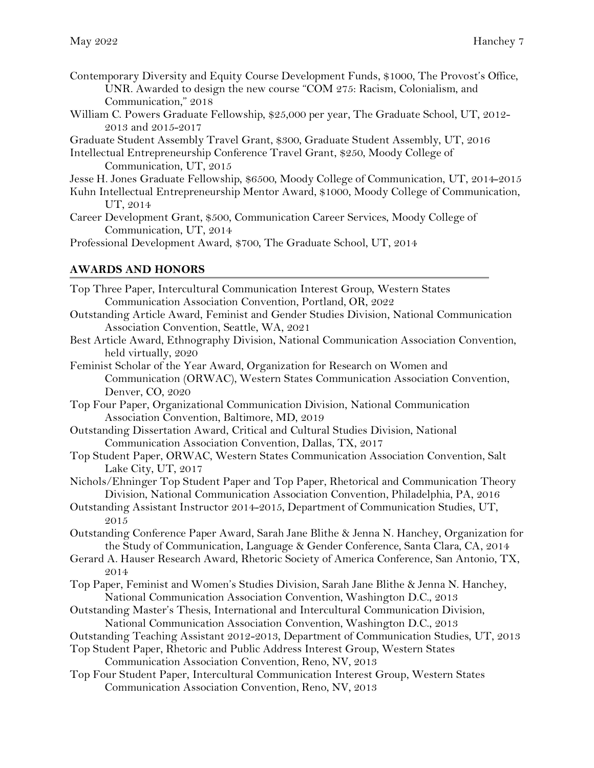Contemporary Diversity and Equity Course Development Funds, $1000, The Provost's Office, UNR. Awarded to design the new course "COM 275: Racism, Colonialism, and Communication," 2018

William C. Powers Graduate Fellowship, $25,000 per year, The Graduate School, UT, 2012-2013 and 2015-2017

Graduate Student Assembly Travel Grant, $300, Graduate Student Assembly, UT, 2016

Intellectual Entrepreneurship Conference Travel Grant, $250, Moody College of Communication, UT, 2015

Jesse H. Jones Graduate Fellowship, $6500, Moody College of Communication, UT, 2014-2015

Kuhn Intellectual Entrepreneurship Mentor Award, $1000, Moody College of Communication, UT, 2014

Career Development Grant, $500, Communication Career Services, Moody College of Communication, UT, 2014

Professional Development Award, $700, The Graduate School, UT, 2014

## AWARDS AND HONORS

Top Three Paper, Intercultural Communication Interest Group, Western States Communication Association Convention, Portland, OR, 2022

Outstanding Article Award, Feminist and Gender Studies Division, National Communication Association Convention, Seattle, WA, 2021

Best Article Award, Ethnography Division, National Communication Association Convention, held virtually, 2020

Feminist Scholar of the Year Award, Organization for Research on Women and Communication (ORWAC), Western States Communication Association Convention, Denver, CO, 2020

Top Four Paper, Organizational Communication Division, National Communication Association Convention, Baltimore, MD, 2019

Outstanding Dissertation Award, Critical and Cultural Studies Division, National Communication Association Convention, Dallas, TX, 2017

Top Student Paper, ORWAC, Western States Communication Association Convention, Salt Lake City, UT, 2017

Nichols/Ehninger Top Student Paper and Top Paper, Rhetorical and Communication Theory Division, National Communication Association Convention, Philadelphia, PA, 2016

Outstanding Assistant Instructor 2014-2015, Department of Communication Studies, UT, 2015

Outstanding Conference Paper Award, Sarah Jane Blithe & Jenna N. Hanchey, Organization for the Study of Communication, Language & Gender Conference, Santa Clara, CA, 2014

Gerard A. Hauser Research Award, Rhetoric Society of America Conference, San Antonio, TX, 2014

Top Paper, Feminist and Women's Studies Division, Sarah Jane Blithe & Jenna N. Hanchey, National Communication Association Convention, Washington D.C., 2013

Outstanding Master's Thesis, International and Intercultural Communication Division, National Communication Association Convention, Washington D.C., 2013

Outstanding Teaching Assistant 2012-2013, Department of Communication Studies, UT, 2013

Top Student Paper, Rhetoric and Public Address Interest Group, Western States Communication Association Convention, Reno, NV, 2013

Top Four Student Paper, Intercultural Communication Interest Group, Western States Communication Association Convention, Reno, NV, 2013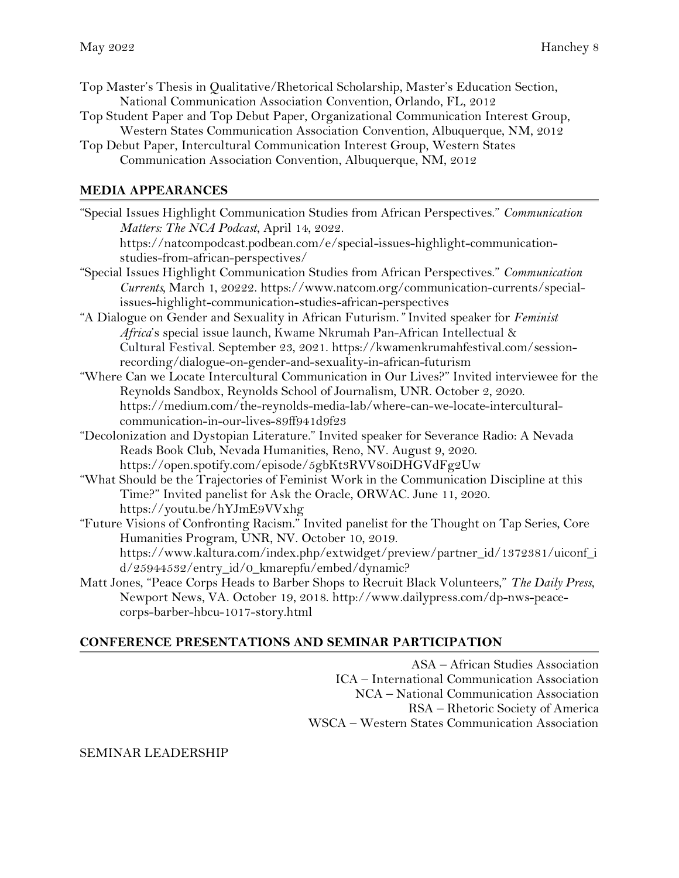Top Master's Thesis in Qualitative/Rhetorical Scholarship, Master's Education Section, National Communication Association Convention, Orlando, FL, 2012

Top Student Paper and Top Debut Paper, Organizational Communication Interest Group, Western States Communication Association Convention, Albuquerque, NM, 2012

Top Debut Paper, Intercultural Communication Interest Group, Western States Communication Association Convention, Albuquerque, NM, 2012

## MEDIA APPEARANCES

"Special Issues Highlight Communication Studies from African Perspectives." *Communication Matters: The NCA Podcast*, April 14, 2022. https://natcompodcast.podbean.com/e/special-issues-highlight-communication-studies-from-african-perspectives/

"Special Issues Highlight Communication Studies from African Perspectives." *Communication Currents*, March 1, 20222. https://www.natcom.org/communication-currents/special-issues-highlight-communication-studies-african-perspectives

"A Dialogue on Gender and Sexuality in African Futurism." Invited speaker for *Feminist Africa*'s special issue launch, Kwame Nkrumah Pan-African Intellectual & Cultural Festival. September 23, 2021. https://kwamenkrumahfestival.com/session-recording/dialogue-on-gender-and-sexuality-in-african-futurism

"Where Can we Locate Intercultural Communication in Our Lives?" Invited interviewee for the Reynolds Sandbox, Reynolds School of Journalism, UNR. October 2, 2020. https://medium.com/the-reynolds-media-lab/where-can-we-locate-intercultural-communication-in-our-lives-89ff941d9f23

"Decolonization and Dystopian Literature." Invited speaker for Severance Radio: A Nevada Reads Book Club, Nevada Humanities, Reno, NV. August 9, 2020. https://open.spotify.com/episode/5gbKt3RVV80iDHGVdFg2Uw

"What Should be the Trajectories of Feminist Work in the Communication Discipline at this Time?" Invited panelist for Ask the Oracle, ORWAC. June 11, 2020. https://youtu.be/hYJmE9VVxhg

"Future Visions of Confronting Racism." Invited panelist for the Thought on Tap Series, Core Humanities Program, UNR, NV. October 10, 2019. https://www.kaltura.com/index.php/extwidget/preview/partner_id/1372381/uiconf_id/25944532/entry_id/0_kmarepfu/embed/dynamic?

Matt Jones, "Peace Corps Heads to Barber Shops to Recruit Black Volunteers," *The Daily Press*, Newport News, VA. October 19, 2018. http://www.dailypress.com/dp-nws-peace-corps-barber-hbcu-1017-story.html

## CONFERENCE PRESENTATIONS AND SEMINAR PARTICIPATION

ASA – African Studies Association
ICA – International Communication Association
NCA – National Communication Association
RSA – Rhetoric Society of America
WSCA – Western States Communication Association

SEMINAR LEADERSHIP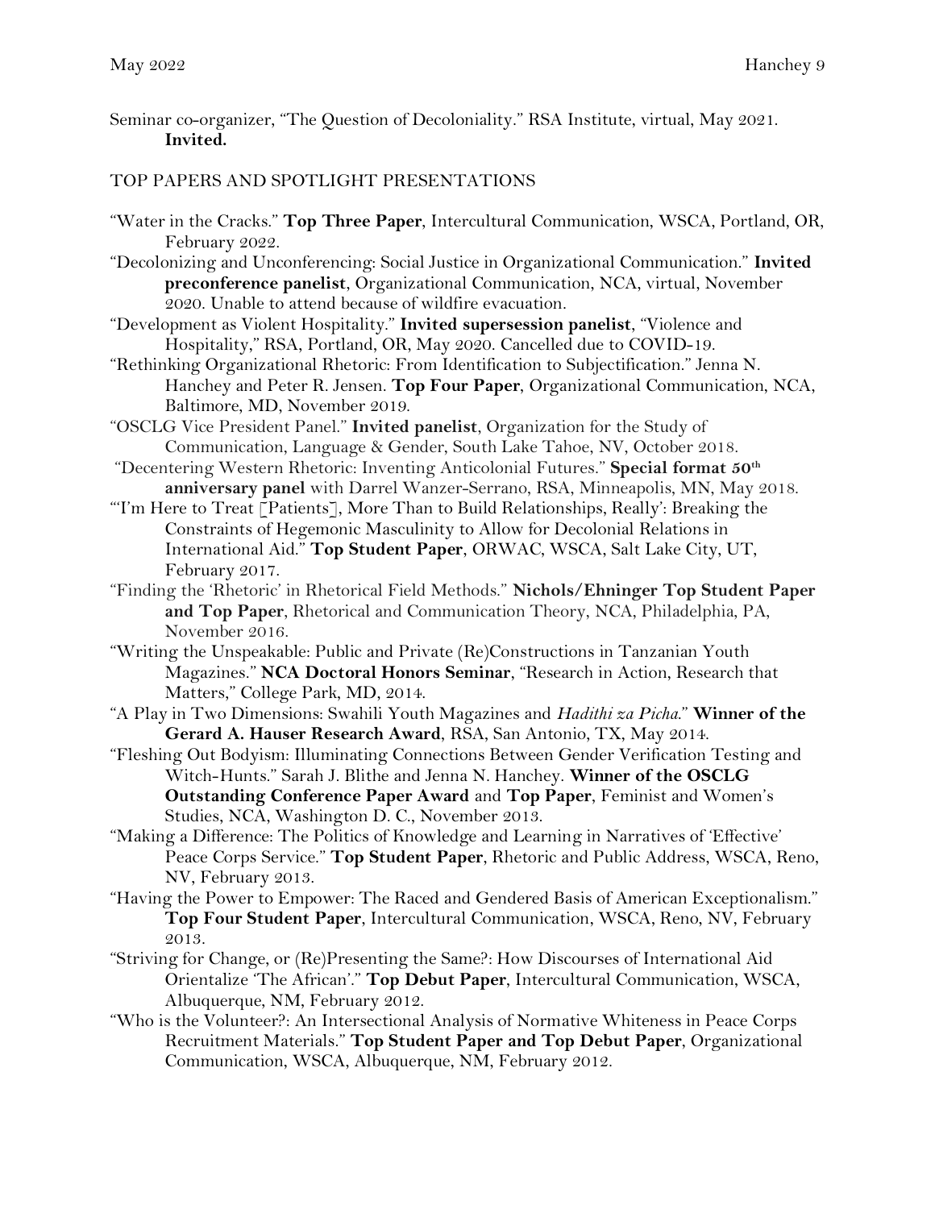Seminar co-organizer, "The Question of Decoloniality." RSA Institute, virtual, May 2021. **Invited.**

## TOP PAPERS AND SPOTLIGHT PRESENTATIONS

"Water in the Cracks." **Top Three Paper**, Intercultural Communication, WSCA, Portland, OR, February 2022.

"Decolonizing and Unconferencing: Social Justice in Organizational Communication." **Invited preconference panelist**, Organizational Communication, NCA, virtual, November 2020. Unable to attend because of wildfire evacuation.

"Development as Violent Hospitality." **Invited supersession panelist**, "Violence and Hospitality," RSA, Portland, OR, May 2020. Cancelled due to COVID-19.

"Rethinking Organizational Rhetoric: From Identification to Subjectification." Jenna N. Hanchey and Peter R. Jensen. **Top Four Paper**, Organizational Communication, NCA, Baltimore, MD, November 2019.

"OSCLG Vice President Panel." **Invited panelist**, Organization for the Study of Communication, Language & Gender, South Lake Tahoe, NV, October 2018.

"Decentering Western Rhetoric: Inventing Anticolonial Futures." **Special format 50th anniversary panel** with Darrel Wanzer-Serrano, RSA, Minneapolis, MN, May 2018.

"'I'm Here to Treat [Patients], More Than to Build Relationships, Really': Breaking the Constraints of Hegemonic Masculinity to Allow for Decolonial Relations in International Aid." **Top Student Paper**, ORWAC, WSCA, Salt Lake City, UT, February 2017.

"Finding the 'Rhetoric' in Rhetorical Field Methods." **Nichols/Ehninger Top Student Paper and Top Paper**, Rhetorical and Communication Theory, NCA, Philadelphia, PA, November 2016.

"Writing the Unspeakable: Public and Private (Re)Constructions in Tanzanian Youth Magazines." **NCA Doctoral Honors Seminar**, "Research in Action, Research that Matters," College Park, MD, 2014.

"A Play in Two Dimensions: Swahili Youth Magazines and *Hadithi za Picha*." **Winner of the Gerard A. Hauser Research Award**, RSA, San Antonio, TX, May 2014.

"Fleshing Out Bodyism: Illuminating Connections Between Gender Verification Testing and Witch-Hunts." Sarah J. Blithe and Jenna N. Hanchey. **Winner of the OSCLG Outstanding Conference Paper Award** and **Top Paper**, Feminist and Women's Studies, NCA, Washington D. C., November 2013.

"Making a Difference: The Politics of Knowledge and Learning in Narratives of 'Effective' Peace Corps Service." **Top Student Paper**, Rhetoric and Public Address, WSCA, Reno, NV, February 2013.

"Having the Power to Empower: The Raced and Gendered Basis of American Exceptionalism." **Top Four Student Paper**, Intercultural Communication, WSCA, Reno, NV, February 2013.

"Striving for Change, or (Re)Presenting the Same?: How Discourses of International Aid Orientalize 'The African'." **Top Debut Paper**, Intercultural Communication, WSCA, Albuquerque, NM, February 2012.

"Who is the Volunteer?: An Intersectional Analysis of Normative Whiteness in Peace Corps Recruitment Materials." **Top Student Paper and Top Debut Paper**, Organizational Communication, WSCA, Albuquerque, NM, February 2012.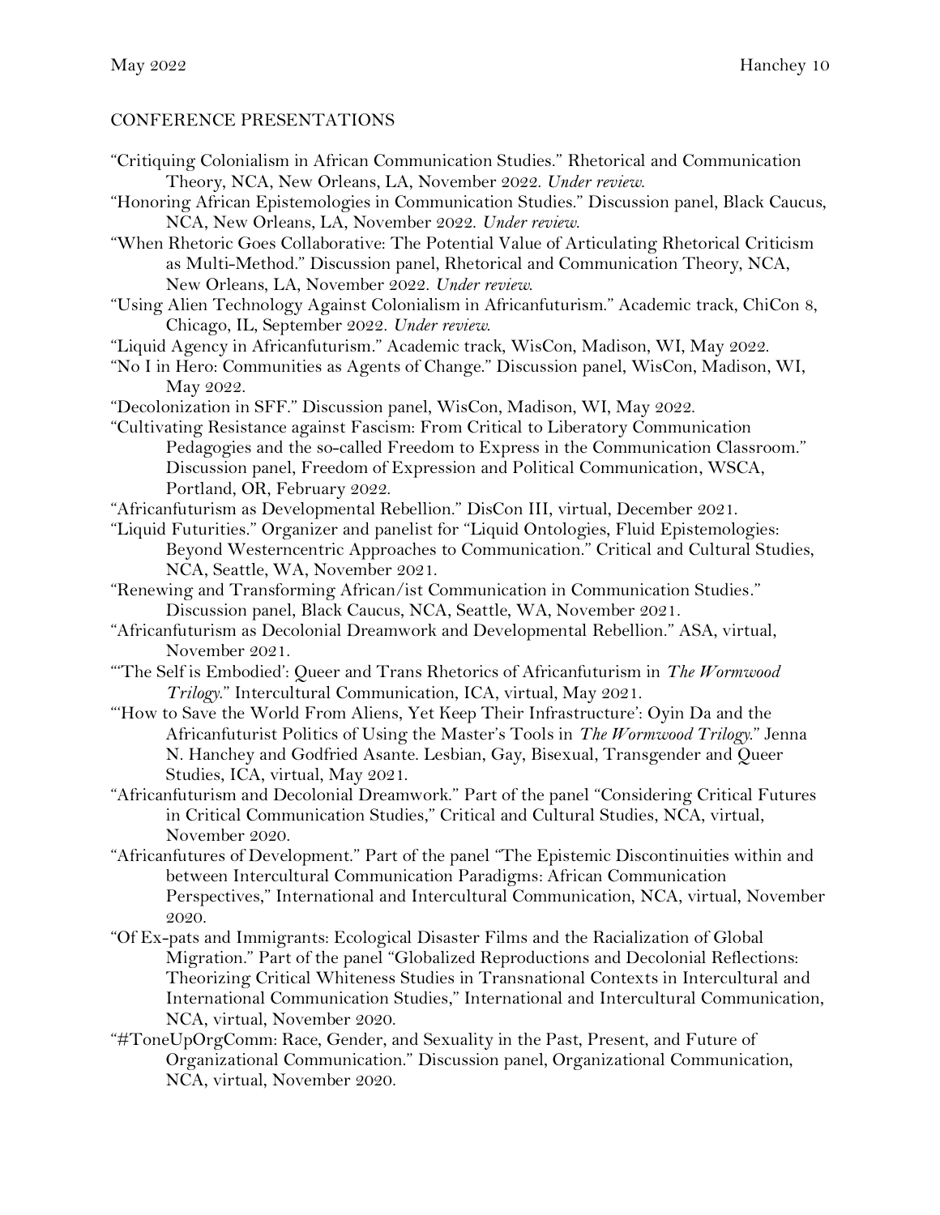## CONFERENCE PRESENTATIONS

“Critiquing Colonialism in African Communication Studies.” Rhetorical and Communication Theory, NCA, New Orleans, LA, November 2022. *Under review.*

“Honoring African Epistemologies in Communication Studies.” Discussion panel, Black Caucus, NCA, New Orleans, LA, November 2022. *Under review.*

“When Rhetoric Goes Collaborative: The Potential Value of Articulating Rhetorical Criticism as Multi-Method.” Discussion panel, Rhetorical and Communication Theory, NCA, New Orleans, LA, November 2022. *Under review.*

“Using Alien Technology Against Colonialism in Africanfuturism.” Academic track, ChiCon 8, Chicago, IL, September 2022. *Under review.*

“Liquid Agency in Africanfuturism.” Academic track, WisCon, Madison, WI, May 2022.

“No I in Hero: Communities as Agents of Change.” Discussion panel, WisCon, Madison, WI, May 2022.

“Decolonization in SFF.” Discussion panel, WisCon, Madison, WI, May 2022.

“Cultivating Resistance against Fascism: From Critical to Liberatory Communication Pedagogies and the so-called Freedom to Express in the Communication Classroom.” Discussion panel, Freedom of Expression and Political Communication, WSCA, Portland, OR, February 2022.

“Africanfuturism as Developmental Rebellion.” DisCon III, virtual, December 2021.

“Liquid Futurities.” Organizer and panelist for “Liquid Ontologies, Fluid Epistemologies: Beyond Westerncentric Approaches to Communication.” Critical and Cultural Studies, NCA, Seattle, WA, November 2021.

“Renewing and Transforming African/ist Communication in Communication Studies.” Discussion panel, Black Caucus, NCA, Seattle, WA, November 2021.

“Africanfuturism as Decolonial Dreamwork and Developmental Rebellion.” ASA, virtual, November 2021.

“‘The Self is Embodied’: Queer and Trans Rhetorics of Africanfuturism in *The Wormwood Trilogy*.” Intercultural Communication, ICA, virtual, May 2021.

“‘How to Save the World From Aliens, Yet Keep Their Infrastructure’: Oyin Da and the Africanfuturist Politics of Using the Master’s Tools in *The Wormwood Trilogy*.” Jenna N. Hanchey and Godfried Asante. Lesbian, Gay, Bisexual, Transgender and Queer Studies, ICA, virtual, May 2021.

“Africanfuturism and Decolonial Dreamwork.” Part of the panel “Considering Critical Futures in Critical Communication Studies,” Critical and Cultural Studies, NCA, virtual, November 2020.

“Africanfutures of Development.” Part of the panel “The Epistemic Discontinuities within and between Intercultural Communication Paradigms: African Communication Perspectives,” International and Intercultural Communication, NCA, virtual, November 2020.

“Of Ex-pats and Immigrants: Ecological Disaster Films and the Racialization of Global Migration.” Part of the panel “Globalized Reproductions and Decolonial Reflections: Theorizing Critical Whiteness Studies in Transnational Contexts in Intercultural and International Communication Studies,” International and Intercultural Communication, NCA, virtual, November 2020.

“#ToneUpOrgComm: Race, Gender, and Sexuality in the Past, Present, and Future of Organizational Communication.” Discussion panel, Organizational Communication, NCA, virtual, November 2020.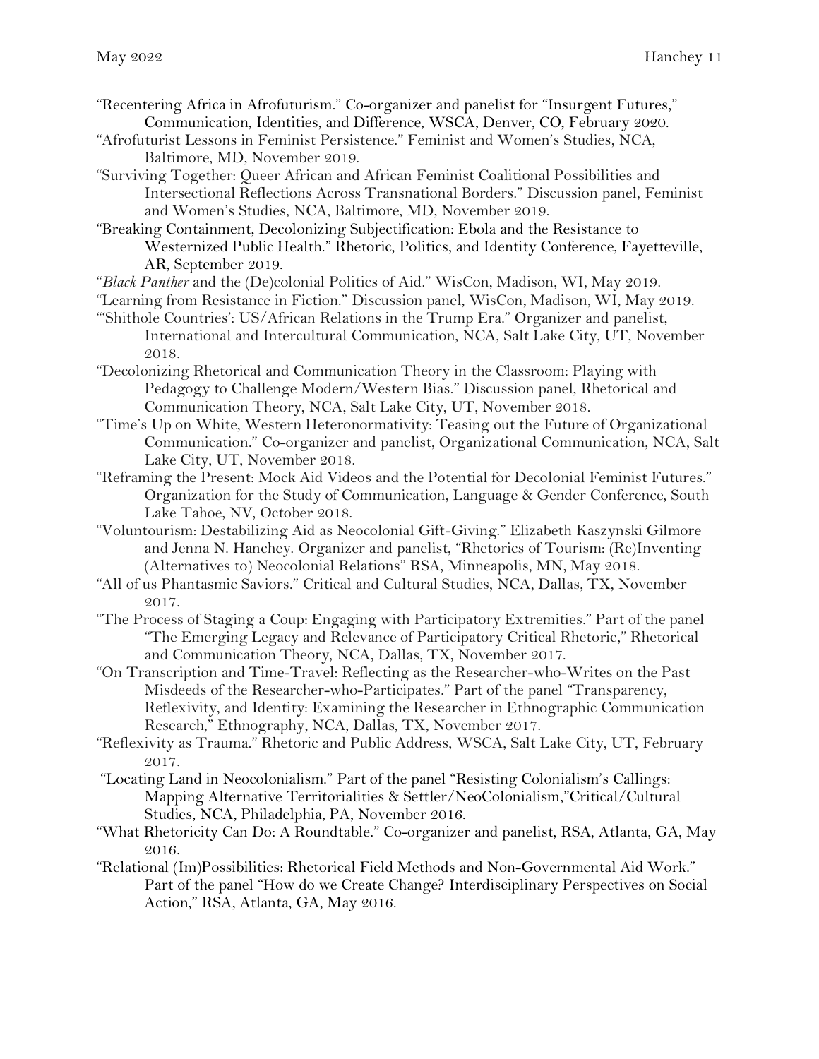"Recentering Africa in Afrofuturism." Co-organizer and panelist for "Insurgent Futures," Communication, Identities, and Difference, WSCA, Denver, CO, February 2020.

"Afrofuturist Lessons in Feminist Persistence." Feminist and Women's Studies, NCA, Baltimore, MD, November 2019.

"Surviving Together: Queer African and African Feminist Coalitional Possibilities and Intersectional Reflections Across Transnational Borders." Discussion panel, Feminist and Women's Studies, NCA, Baltimore, MD, November 2019.

"Breaking Containment, Decolonizing Subjectification: Ebola and the Resistance to Westernized Public Health." Rhetoric, Politics, and Identity Conference, Fayetteville, AR, September 2019.

"*Black Panther* and the (De)colonial Politics of Aid." WisCon, Madison, WI, May 2019.

"Learning from Resistance in Fiction." Discussion panel, WisCon, Madison, WI, May 2019.

"'Shithole Countries': US/African Relations in the Trump Era." Organizer and panelist, International and Intercultural Communication, NCA, Salt Lake City, UT, November 2018.

"Decolonizing Rhetorical and Communication Theory in the Classroom: Playing with Pedagogy to Challenge Modern/Western Bias." Discussion panel, Rhetorical and Communication Theory, NCA, Salt Lake City, UT, November 2018.

"Time's Up on White, Western Heteronormativity: Teasing out the Future of Organizational Communication." Co-organizer and panelist, Organizational Communication, NCA, Salt Lake City, UT, November 2018.

"Reframing the Present: Mock Aid Videos and the Potential for Decolonial Feminist Futures." Organization for the Study of Communication, Language & Gender Conference, South Lake Tahoe, NV, October 2018.

"Voluntourism: Destabilizing Aid as Neocolonial Gift-Giving." Elizabeth Kaszynski Gilmore and Jenna N. Hanchey. Organizer and panelist, "Rhetorics of Tourism: (Re)Inventing (Alternatives to) Neocolonial Relations" RSA, Minneapolis, MN, May 2018.

"All of us Phantasmic Saviors." Critical and Cultural Studies, NCA, Dallas, TX, November 2017.

"The Process of Staging a Coup: Engaging with Participatory Extremities." Part of the panel "The Emerging Legacy and Relevance of Participatory Critical Rhetoric," Rhetorical and Communication Theory, NCA, Dallas, TX, November 2017.

"On Transcription and Time-Travel: Reflecting as the Researcher-who-Writes on the Past Misdeeds of the Researcher-who-Participates." Part of the panel "Transparency, Reflexivity, and Identity: Examining the Researcher in Ethnographic Communication Research," Ethnography, NCA, Dallas, TX, November 2017.

"Reflexivity as Trauma." Rhetoric and Public Address, WSCA, Salt Lake City, UT, February 2017.

"Locating Land in Neocolonialism." Part of the panel "Resisting Colonialism's Callings: Mapping Alternative Territorialities & Settler/NeoColonialism,"Critical/Cultural Studies, NCA, Philadelphia, PA, November 2016.

"What Rhetoricity Can Do: A Roundtable." Co-organizer and panelist, RSA, Atlanta, GA, May 2016.

"Relational (Im)Possibilities: Rhetorical Field Methods and Non-Governmental Aid Work." Part of the panel "How do we Create Change? Interdisciplinary Perspectives on Social Action," RSA, Atlanta, GA, May 2016.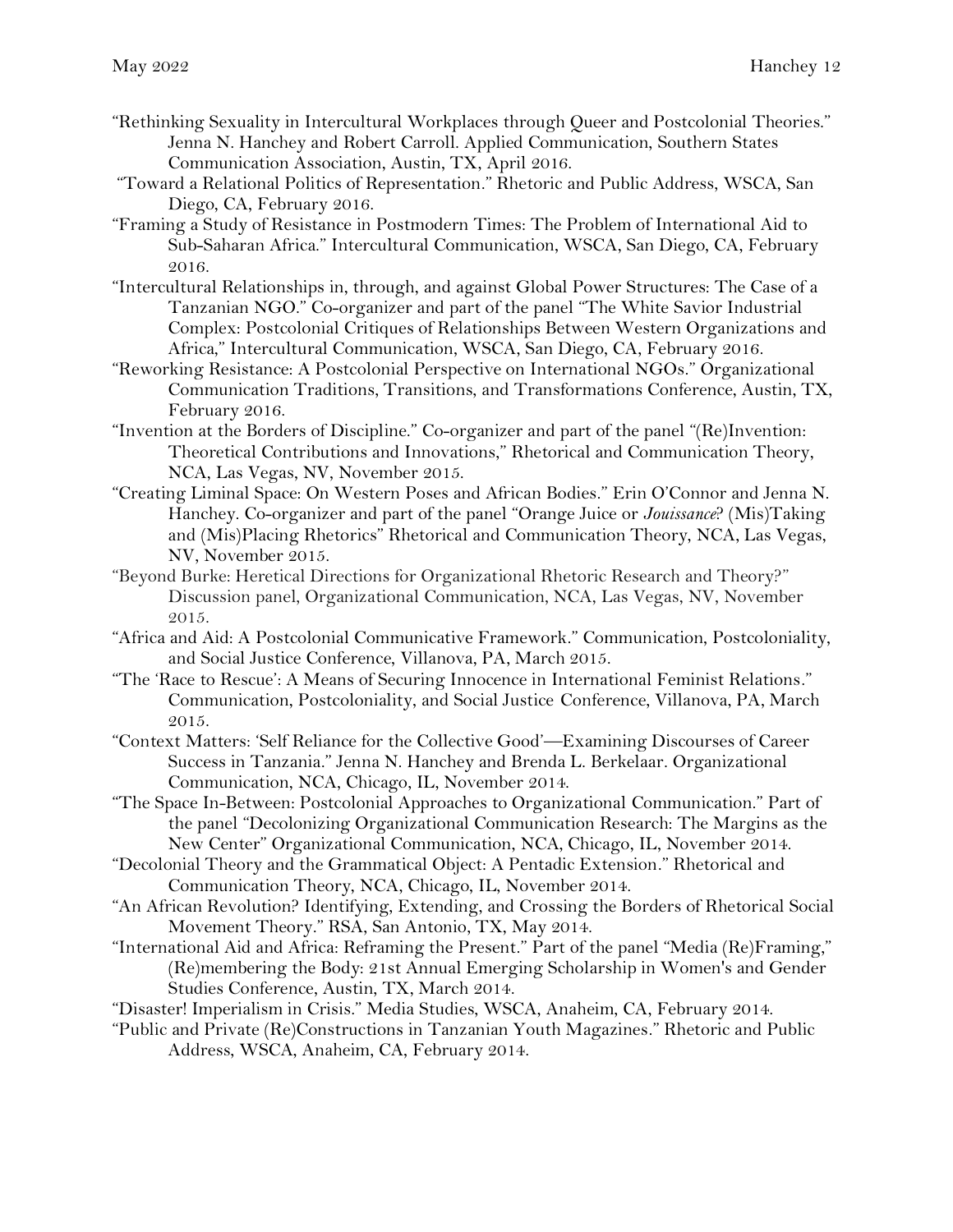"Rethinking Sexuality in Intercultural Workplaces through Queer and Postcolonial Theories." Jenna N. Hanchey and Robert Carroll. Applied Communication, Southern States Communication Association, Austin, TX, April 2016.

"Toward a Relational Politics of Representation." Rhetoric and Public Address, WSCA, San Diego, CA, February 2016.

"Framing a Study of Resistance in Postmodern Times: The Problem of International Aid to Sub-Saharan Africa." Intercultural Communication, WSCA, San Diego, CA, February 2016.

"Intercultural Relationships in, through, and against Global Power Structures: The Case of a Tanzanian NGO." Co-organizer and part of the panel "The White Savior Industrial Complex: Postcolonial Critiques of Relationships Between Western Organizations and Africa," Intercultural Communication, WSCA, San Diego, CA, February 2016.

"Reworking Resistance: A Postcolonial Perspective on International NGOs." Organizational Communication Traditions, Transitions, and Transformations Conference, Austin, TX, February 2016.

"Invention at the Borders of Discipline." Co-organizer and part of the panel "(Re)Invention: Theoretical Contributions and Innovations," Rhetorical and Communication Theory, NCA, Las Vegas, NV, November 2015.

"Creating Liminal Space: On Western Poses and African Bodies." Erin O'Connor and Jenna N. Hanchey. Co-organizer and part of the panel "Orange Juice or *Jouissance*? (Mis)Taking and (Mis)Placing Rhetorics" Rhetorical and Communication Theory, NCA, Las Vegas, NV, November 2015.

"Beyond Burke: Heretical Directions for Organizational Rhetoric Research and Theory?" Discussion panel, Organizational Communication, NCA, Las Vegas, NV, November 2015.

"Africa and Aid: A Postcolonial Communicative Framework." Communication, Postcoloniality, and Social Justice Conference, Villanova, PA, March 2015.

"The 'Race to Rescue': A Means of Securing Innocence in International Feminist Relations." Communication, Postcoloniality, and Social Justice Conference, Villanova, PA, March 2015.

"Context Matters: 'Self Reliance for the Collective Good'—Examining Discourses of Career Success in Tanzania." Jenna N. Hanchey and Brenda L. Berkelaar. Organizational Communication, NCA, Chicago, IL, November 2014.

"The Space In-Between: Postcolonial Approaches to Organizational Communication." Part of the panel "Decolonizing Organizational Communication Research: The Margins as the New Center" Organizational Communication, NCA, Chicago, IL, November 2014.

"Decolonial Theory and the Grammatical Object: A Pentadic Extension." Rhetorical and Communication Theory, NCA, Chicago, IL, November 2014.

"An African Revolution? Identifying, Extending, and Crossing the Borders of Rhetorical Social Movement Theory." RSA, San Antonio, TX, May 2014.

"International Aid and Africa: Reframing the Present." Part of the panel "Media (Re)Framing," (Re)membering the Body: 21st Annual Emerging Scholarship in Women's and Gender Studies Conference, Austin, TX, March 2014.

"Disaster! Imperialism in Crisis." Media Studies, WSCA, Anaheim, CA, February 2014.

"Public and Private (Re)Constructions in Tanzanian Youth Magazines." Rhetoric and Public Address, WSCA, Anaheim, CA, February 2014.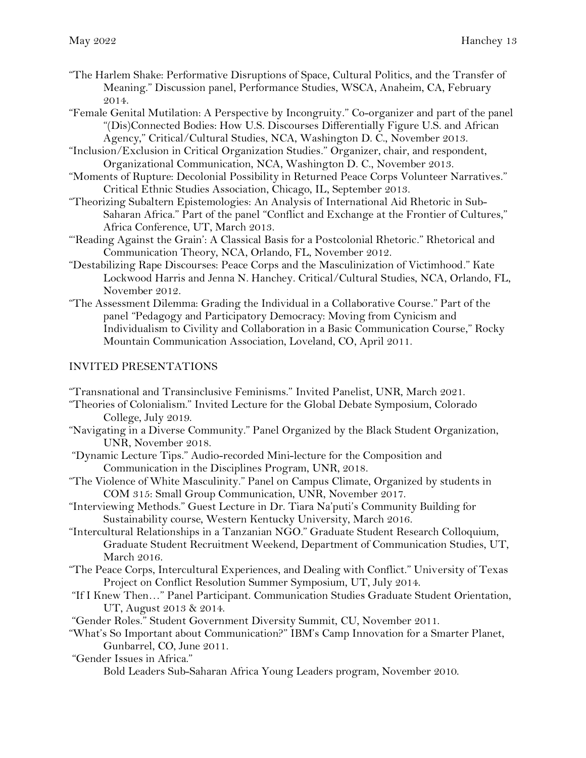"The Harlem Shake: Performative Disruptions of Space, Cultural Politics, and the Transfer of Meaning." Discussion panel, Performance Studies, WSCA, Anaheim, CA, February 2014.

"Female Genital Mutilation: A Perspective by Incongruity." Co-organizer and part of the panel "(Dis)Connected Bodies: How U.S. Discourses Differentially Figure U.S. and African Agency," Critical/Cultural Studies, NCA, Washington D. C., November 2013.

"Inclusion/Exclusion in Critical Organization Studies." Organizer, chair, and respondent, Organizational Communication, NCA, Washington D. C., November 2013.

"Moments of Rupture: Decolonial Possibility in Returned Peace Corps Volunteer Narratives." Critical Ethnic Studies Association, Chicago, IL, September 2013.

"Theorizing Subaltern Epistemologies: An Analysis of International Aid Rhetoric in Sub-Saharan Africa." Part of the panel "Conflict and Exchange at the Frontier of Cultures," Africa Conference, UT, March 2013.

"'Reading Against the Grain': A Classical Basis for a Postcolonial Rhetoric." Rhetorical and Communication Theory, NCA, Orlando, FL, November 2012.

"Destabilizing Rape Discourses: Peace Corps and the Masculinization of Victimhood." Kate Lockwood Harris and Jenna N. Hanchey. Critical/Cultural Studies, NCA, Orlando, FL, November 2012.

"The Assessment Dilemma: Grading the Individual in a Collaborative Course." Part of the panel "Pedagogy and Participatory Democracy: Moving from Cynicism and Individualism to Civility and Collaboration in a Basic Communication Course," Rocky Mountain Communication Association, Loveland, CO, April 2011.

## INVITED PRESENTATIONS

"Transnational and Transinclusive Feminisms." Invited Panelist, UNR, March 2021.

"Theories of Colonialism." Invited Lecture for the Global Debate Symposium, Colorado College, July 2019.

"Navigating in a Diverse Community." Panel Organized by the Black Student Organization, UNR, November 2018.

"Dynamic Lecture Tips." Audio-recorded Mini-lecture for the Composition and Communication in the Disciplines Program, UNR, 2018.

"The Violence of White Masculinity." Panel on Campus Climate, Organized by students in COM 315: Small Group Communication, UNR, November 2017.

"Interviewing Methods." Guest Lecture in Dr. Tiara Na'puti's Community Building for Sustainability course, Western Kentucky University, March 2016.

"Intercultural Relationships in a Tanzanian NGO." Graduate Student Research Colloquium, Graduate Student Recruitment Weekend, Department of Communication Studies, UT, March 2016.

"The Peace Corps, Intercultural Experiences, and Dealing with Conflict." University of Texas Project on Conflict Resolution Summer Symposium, UT, July 2014.

"If I Knew Then…" Panel Participant. Communication Studies Graduate Student Orientation, UT, August 2013 & 2014.

"Gender Roles." Student Government Diversity Summit, CU, November 2011.

"What's So Important about Communication?" IBM's Camp Innovation for a Smarter Planet, Gunbarrel, CO, June 2011.

"Gender Issues in Africa."
Bold Leaders Sub-Saharan Africa Young Leaders program, November 2010.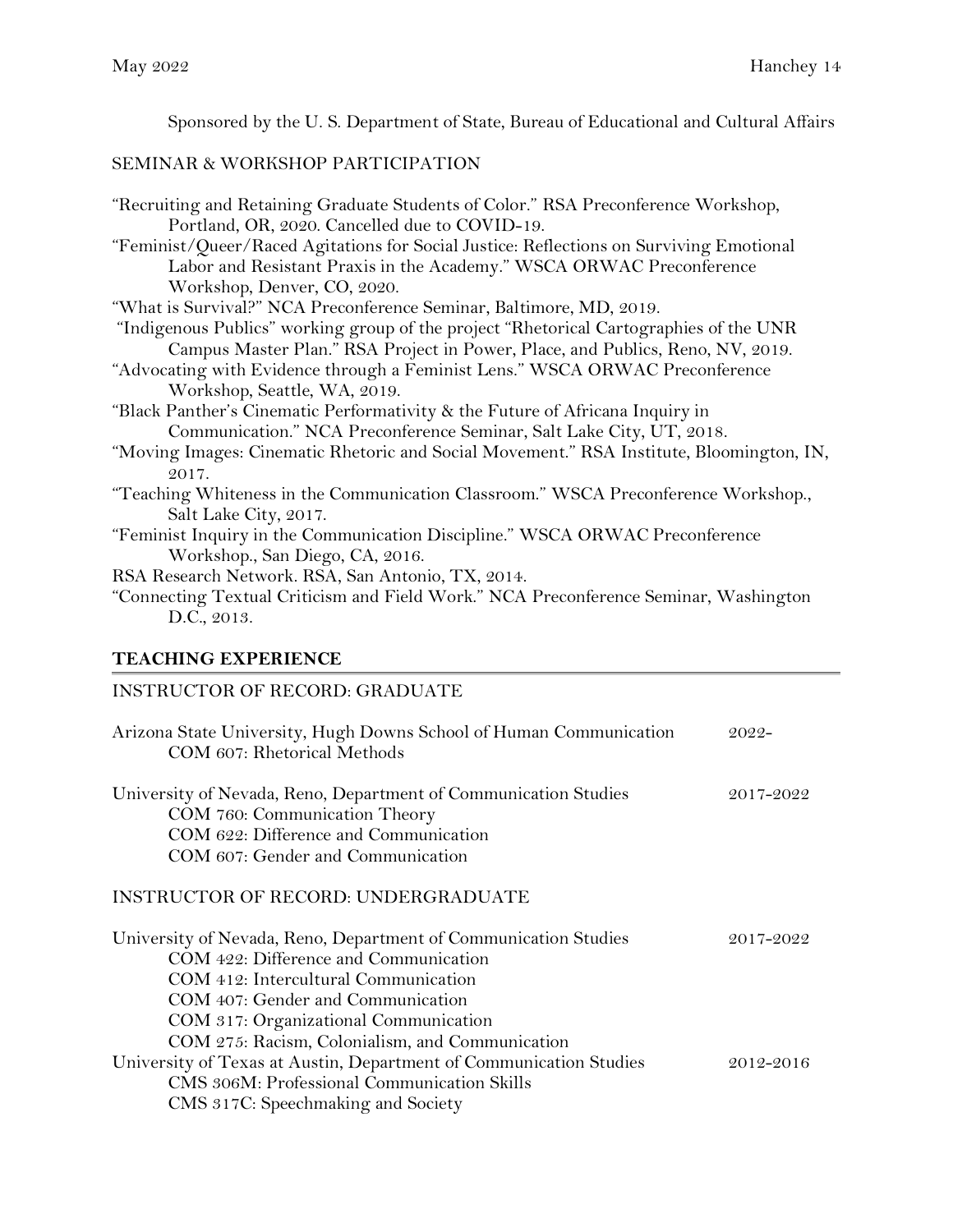Sponsored by the U. S. Department of State, Bureau of Educational and Cultural Affairs

### SEMINAR & WORKSHOP PARTICIPATION

"Recruiting and Retaining Graduate Students of Color." RSA Preconference Workshop, Portland, OR, 2020. Cancelled due to COVID-19.

"Feminist/Queer/Raced Agitations for Social Justice: Reflections on Surviving Emotional Labor and Resistant Praxis in the Academy." WSCA ORWAC Preconference Workshop, Denver, CO, 2020.

"What is Survival?" NCA Preconference Seminar, Baltimore, MD, 2019.

"Indigenous Publics" working group of the project "Rhetorical Cartographies of the UNR Campus Master Plan." RSA Project in Power, Place, and Publics, Reno, NV, 2019.

"Advocating with Evidence through a Feminist Lens." WSCA ORWAC Preconference Workshop, Seattle, WA, 2019.

"Black Panther's Cinematic Performativity & the Future of Africana Inquiry in Communication." NCA Preconference Seminar, Salt Lake City, UT, 2018.

"Moving Images: Cinematic Rhetoric and Social Movement." RSA Institute, Bloomington, IN, 2017.

"Teaching Whiteness in the Communication Classroom." WSCA Preconference Workshop., Salt Lake City, 2017.

"Feminist Inquiry in the Communication Discipline." WSCA ORWAC Preconference Workshop., San Diego, CA, 2016.

RSA Research Network. RSA, San Antonio, TX, 2014.

"Connecting Textual Criticism and Field Work." NCA Preconference Seminar, Washington D.C., 2013.

## TEACHING EXPERIENCE

### INSTRUCTOR OF RECORD: GRADUATE

Arizona State University, Hugh Downs School of Human Communication — 2022-
- COM 607: Rhetorical Methods

University of Nevada, Reno, Department of Communication Studies — 2017-2022
- COM 760: Communication Theory
- COM 622: Difference and Communication
- COM 607: Gender and Communication

### INSTRUCTOR OF RECORD: UNDERGRADUATE

University of Nevada, Reno, Department of Communication Studies — 2017-2022
- COM 422: Difference and Communication
- COM 412: Intercultural Communication
- COM 407: Gender and Communication
- COM 317: Organizational Communication
- COM 275: Racism, Colonialism, and Communication

University of Texas at Austin, Department of Communication Studies — 2012-2016
- CMS 306M: Professional Communication Skills
- CMS 317C: Speechmaking and Society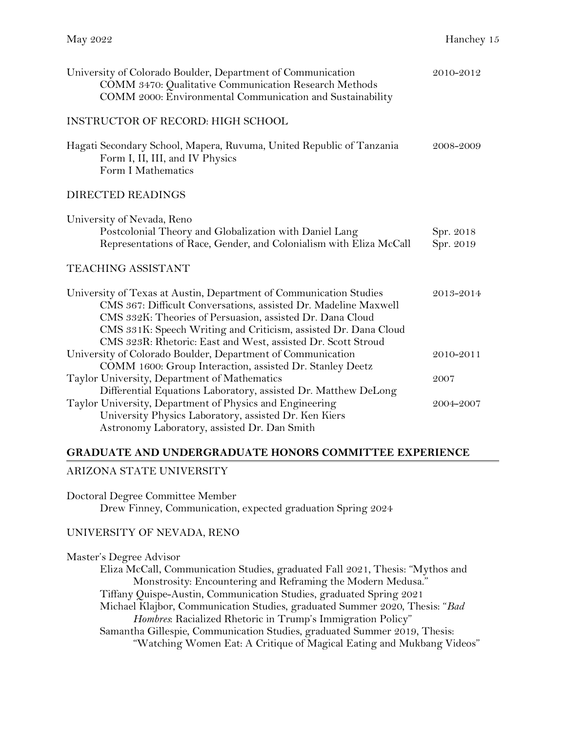University of Colorado Boulder, Department of Communication — 2010-2012
- COMM 3470: Qualitative Communication Research Methods
- COMM 2000: Environmental Communication and Sustainability

### INSTRUCTOR OF RECORD: HIGH SCHOOL

Hagati Secondary School, Mapera, Ruvuma, United Republic of Tanzania — 2008-2009
- Form I, II, III, and IV Physics
- Form I Mathematics

### DIRECTED READINGS

University of Nevada, Reno
- Postcolonial Theory and Globalization with Daniel Lang — Spr. 2018
- Representations of Race, Gender, and Colonialism with Eliza McCall — Spr. 2019

### TEACHING ASSISTANT

University of Texas at Austin, Department of Communication Studies — 2013-2014
- CMS 367: Difficult Conversations, assisted Dr. Madeline Maxwell
- CMS 332K: Theories of Persuasion, assisted Dr. Dana Cloud
- CMS 331K: Speech Writing and Criticism, assisted Dr. Dana Cloud
- CMS 323R: Rhetoric: East and West, assisted Dr. Scott Stroud

University of Colorado Boulder, Department of Communication — 2010-2011
- COMM 1600: Group Interaction, assisted Dr. Stanley Deetz

Taylor University, Department of Mathematics — 2007
- Differential Equations Laboratory, assisted Dr. Matthew DeLong

Taylor University, Department of Physics and Engineering — 2004-2007
- University Physics Laboratory, assisted Dr. Ken Kiers
- Astronomy Laboratory, assisted Dr. Dan Smith

## GRADUATE AND UNDERGRADUATE HONORS COMMITTEE EXPERIENCE

### ARIZONA STATE UNIVERSITY

Doctoral Degree Committee Member
- Drew Finney, Communication, expected graduation Spring 2024

### UNIVERSITY OF NEVADA, RENO

Master's Degree Advisor
- Eliza McCall, Communication Studies, graduated Fall 2021, Thesis: "Mythos and Monstrosity: Encountering and Reframing the Modern Medusa."
- Tiffany Quispe-Austin, Communication Studies, graduated Spring 2021
- Michael Klajbor, Communication Studies, graduated Summer 2020, Thesis: "*Bad Hombres*: Racialized Rhetoric in Trump's Immigration Policy"
- Samantha Gillespie, Communication Studies, graduated Summer 2019, Thesis: "Watching Women Eat: A Critique of Magical Eating and Mukbang Videos"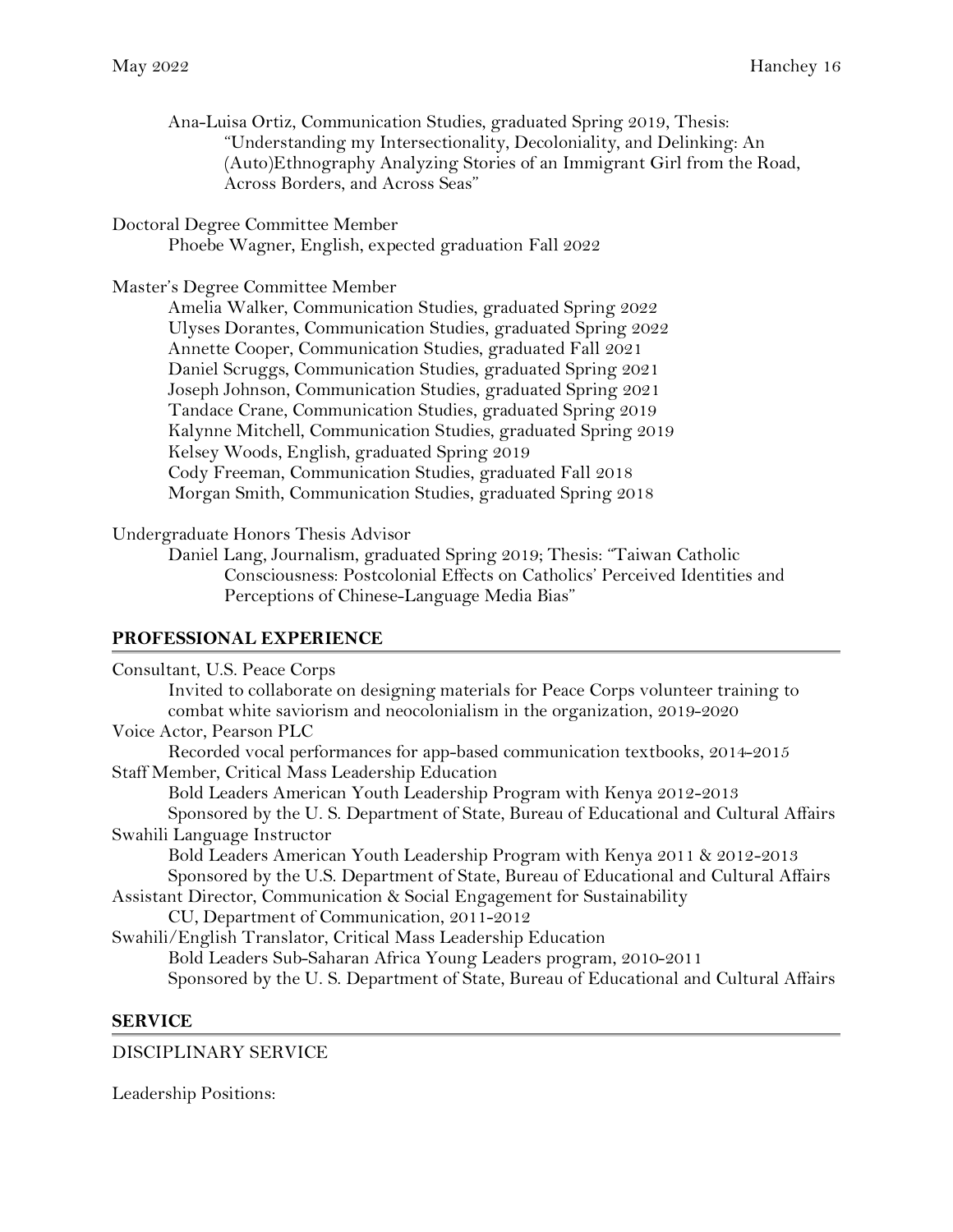Ana-Luisa Ortiz, Communication Studies, graduated Spring 2019, Thesis: "Understanding my Intersectionality, Decoloniality, and Delinking: An (Auto)Ethnography Analyzing Stories of an Immigrant Girl from the Road, Across Borders, and Across Seas"

Doctoral Degree Committee Member

- Phoebe Wagner, English, expected graduation Fall 2022

Master's Degree Committee Member

- Amelia Walker, Communication Studies, graduated Spring 2022
- Ulyses Dorantes, Communication Studies, graduated Spring 2022
- Annette Cooper, Communication Studies, graduated Fall 2021
- Daniel Scruggs, Communication Studies, graduated Spring 2021
- Joseph Johnson, Communication Studies, graduated Spring 2021
- Tandace Crane, Communication Studies, graduated Spring 2019
- Kalynne Mitchell, Communication Studies, graduated Spring 2019
- Kelsey Woods, English, graduated Spring 2019
- Cody Freeman, Communication Studies, graduated Fall 2018
- Morgan Smith, Communication Studies, graduated Spring 2018

Undergraduate Honors Thesis Advisor

- Daniel Lang, Journalism, graduated Spring 2019; Thesis: "Taiwan Catholic Consciousness: Postcolonial Effects on Catholics' Perceived Identities and Perceptions of Chinese-Language Media Bias"

## PROFESSIONAL EXPERIENCE

Consultant, U.S. Peace Corps

- Invited to collaborate on designing materials for Peace Corps volunteer training to combat white saviorism and neocolonialism in the organization, 2019-2020

Voice Actor, Pearson PLC

- Recorded vocal performances for app-based communication textbooks, 2014-2015

Staff Member, Critical Mass Leadership Education

- Bold Leaders American Youth Leadership Program with Kenya 2012-2013
- Sponsored by the U. S. Department of State, Bureau of Educational and Cultural Affairs

Swahili Language Instructor

- Bold Leaders American Youth Leadership Program with Kenya 2011 & 2012-2013
- Sponsored by the U.S. Department of State, Bureau of Educational and Cultural Affairs

Assistant Director, Communication & Social Engagement for Sustainability

- CU, Department of Communication, 2011-2012

Swahili/English Translator, Critical Mass Leadership Education

- Bold Leaders Sub-Saharan Africa Young Leaders program, 2010-2011
- Sponsored by the U. S. Department of State, Bureau of Educational and Cultural Affairs

## SERVICE

DISCIPLINARY SERVICE

Leadership Positions: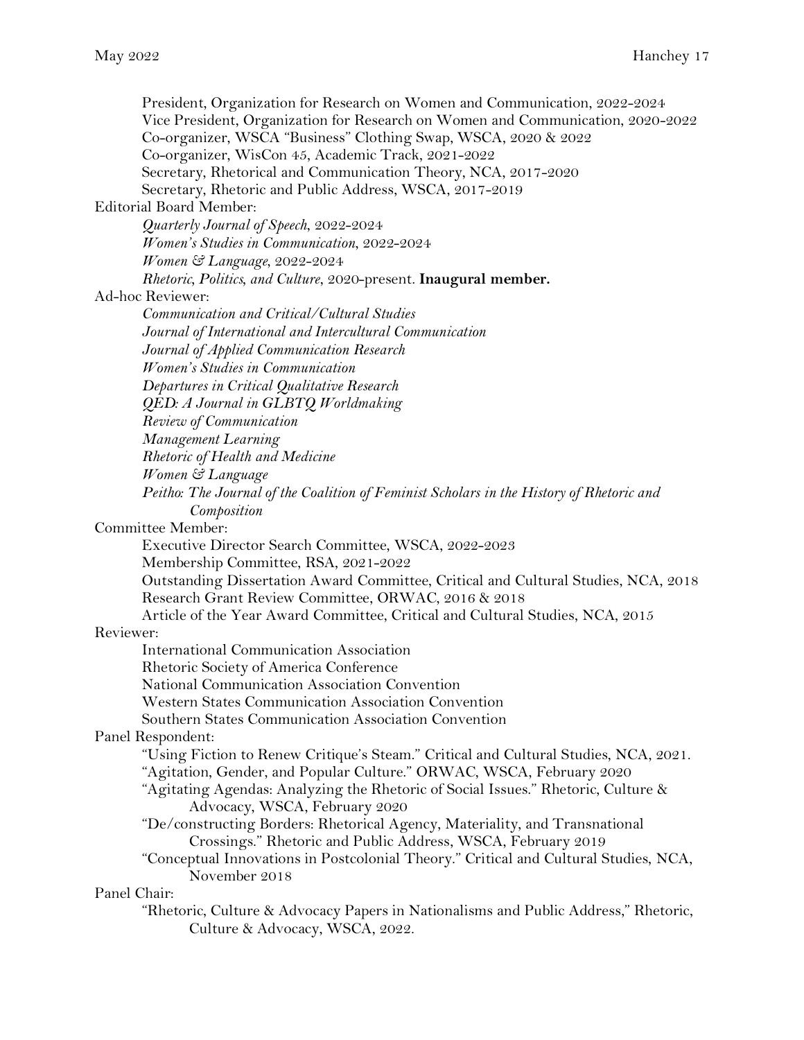President, Organization for Research on Women and Communication, 2022-2024
Vice President, Organization for Research on Women and Communication, 2020-2022
Co-organizer, WSCA "Business" Clothing Swap, WSCA, 2020 & 2022
Co-organizer, WisCon 45, Academic Track, 2021-2022
Secretary, Rhetorical and Communication Theory, NCA, 2017-2020
Secretary, Rhetoric and Public Address, WSCA, 2017-2019

Editorial Board Member:

*Quarterly Journal of Speech*, 2022-2024
*Women's Studies in Communication*, 2022-2024
*Women & Language*, 2022-2024
*Rhetoric, Politics, and Culture*, 2020-present. **Inaugural member.**

Ad-hoc Reviewer:

*Communication and Critical/Cultural Studies*
*Journal of International and Intercultural Communication*
*Journal of Applied Communication Research*
*Women's Studies in Communication*
*Departures in Critical Qualitative Research*
*QED: A Journal in GLBTQ Worldmaking*
*Review of Communication*
*Management Learning*
*Rhetoric of Health and Medicine*
*Women & Language*
*Peitho: The Journal of the Coalition of Feminist Scholars in the History of Rhetoric and Composition*

Committee Member:

Executive Director Search Committee, WSCA, 2022-2023
Membership Committee, RSA, 2021-2022
Outstanding Dissertation Award Committee, Critical and Cultural Studies, NCA, 2018
Research Grant Review Committee, ORWAC, 2016 & 2018
Article of the Year Award Committee, Critical and Cultural Studies, NCA, 2015

Reviewer:

International Communication Association
Rhetoric Society of America Conference
National Communication Association Convention
Western States Communication Association Convention
Southern States Communication Association Convention

Panel Respondent:

"Using Fiction to Renew Critique's Steam." Critical and Cultural Studies, NCA, 2021.
"Agitation, Gender, and Popular Culture." ORWAC, WSCA, February 2020
"Agitating Agendas: Analyzing the Rhetoric of Social Issues." Rhetoric, Culture & Advocacy, WSCA, February 2020
"De/constructing Borders: Rhetorical Agency, Materiality, and Transnational Crossings." Rhetoric and Public Address, WSCA, February 2019
"Conceptual Innovations in Postcolonial Theory." Critical and Cultural Studies, NCA, November 2018

Panel Chair:

"Rhetoric, Culture & Advocacy Papers in Nationalisms and Public Address," Rhetoric, Culture & Advocacy, WSCA, 2022.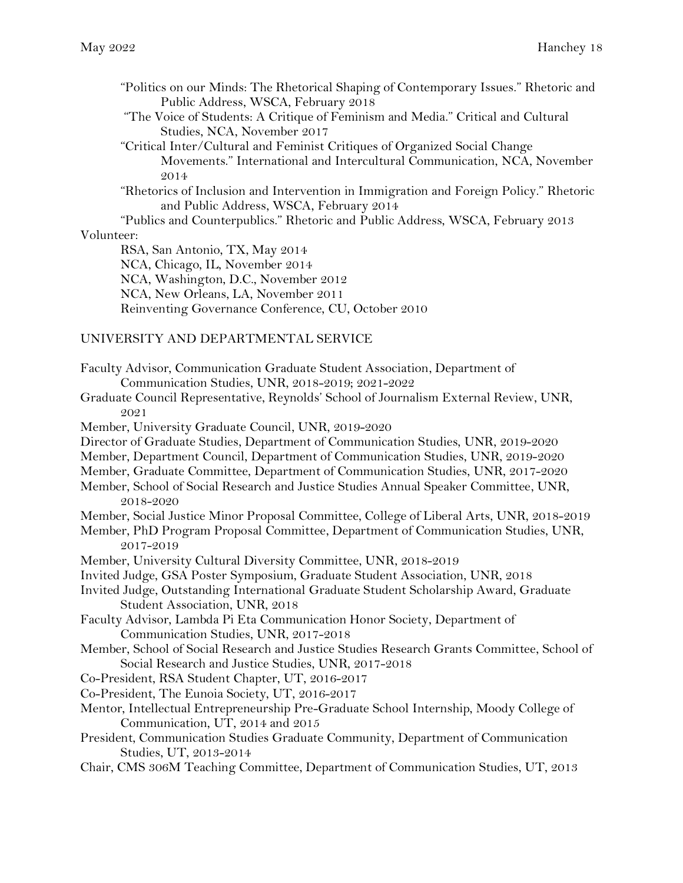"Politics on our Minds: The Rhetorical Shaping of Contemporary Issues." Rhetoric and Public Address, WSCA, February 2018

"The Voice of Students: A Critique of Feminism and Media." Critical and Cultural Studies, NCA, November 2017

"Critical Inter/Cultural and Feminist Critiques of Organized Social Change Movements." International and Intercultural Communication, NCA, November 2014

"Rhetorics of Inclusion and Intervention in Immigration and Foreign Policy." Rhetoric and Public Address, WSCA, February 2014

"Publics and Counterpublics." Rhetoric and Public Address, WSCA, February 2013

Volunteer:

RSA, San Antonio, TX, May 2014

NCA, Chicago, IL, November 2014

NCA, Washington, D.C., November 2012

NCA, New Orleans, LA, November 2011

Reinventing Governance Conference, CU, October 2010

## UNIVERSITY AND DEPARTMENTAL SERVICE

Faculty Advisor, Communication Graduate Student Association, Department of Communication Studies, UNR, 2018-2019; 2021-2022

Graduate Council Representative, Reynolds' School of Journalism External Review, UNR, 2021

Member, University Graduate Council, UNR, 2019-2020

Director of Graduate Studies, Department of Communication Studies, UNR, 2019-2020

Member, Department Council, Department of Communication Studies, UNR, 2019-2020

Member, Graduate Committee, Department of Communication Studies, UNR, 2017-2020

Member, School of Social Research and Justice Studies Annual Speaker Committee, UNR, 2018-2020

Member, Social Justice Minor Proposal Committee, College of Liberal Arts, UNR, 2018-2019

Member, PhD Program Proposal Committee, Department of Communication Studies, UNR, 2017-2019

Member, University Cultural Diversity Committee, UNR, 2018-2019

Invited Judge, GSA Poster Symposium, Graduate Student Association, UNR, 2018

Invited Judge, Outstanding International Graduate Student Scholarship Award, Graduate Student Association, UNR, 2018

Faculty Advisor, Lambda Pi Eta Communication Honor Society, Department of Communication Studies, UNR, 2017-2018

Member, School of Social Research and Justice Studies Research Grants Committee, School of Social Research and Justice Studies, UNR, 2017-2018

Co-President, RSA Student Chapter, UT, 2016-2017

Co-President, The Eunoia Society, UT, 2016-2017

Mentor, Intellectual Entrepreneurship Pre-Graduate School Internship, Moody College of Communication, UT, 2014 and 2015

President, Communication Studies Graduate Community, Department of Communication Studies, UT, 2013-2014

Chair, CMS 306M Teaching Committee, Department of Communication Studies, UT, 2013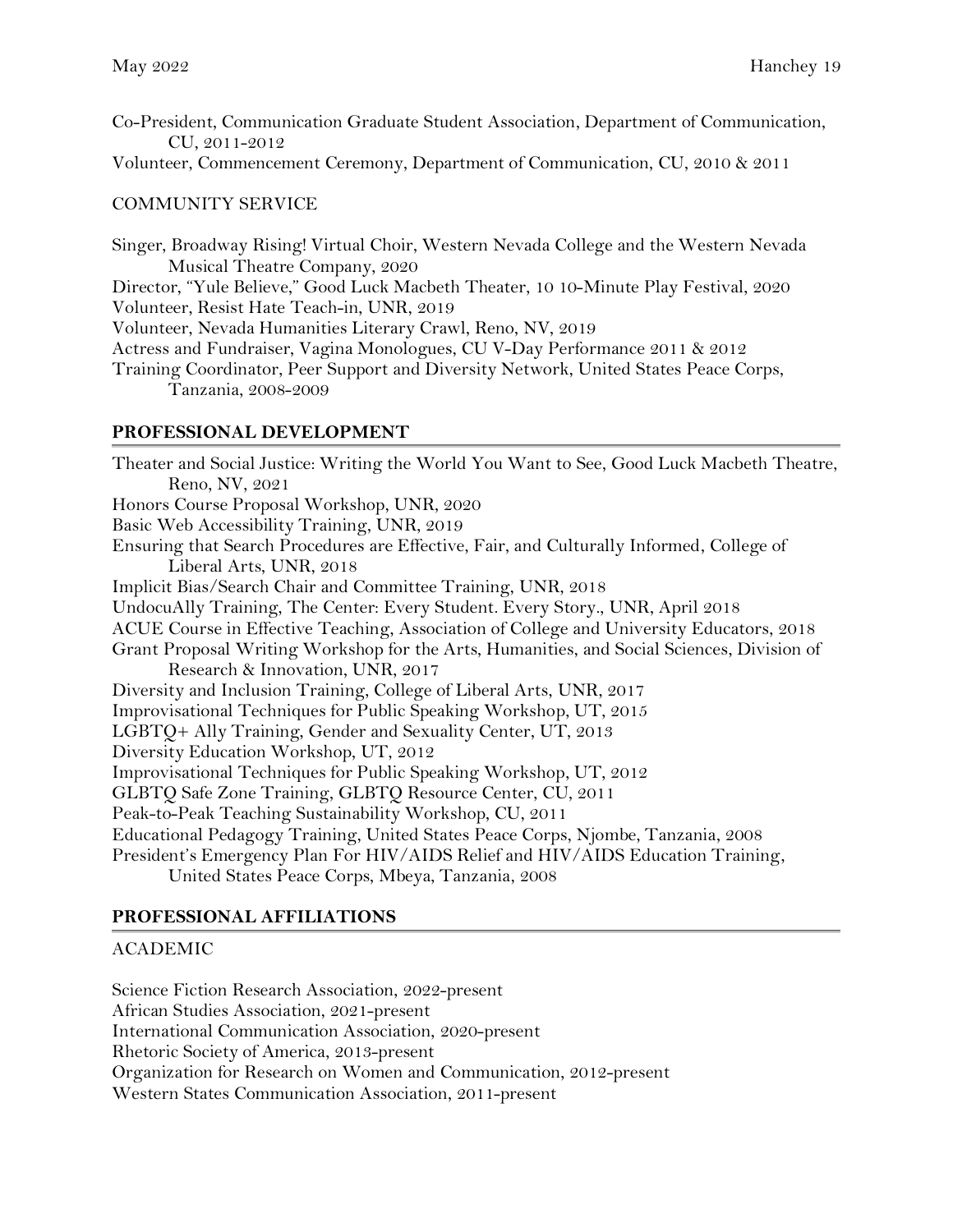Co-President, Communication Graduate Student Association, Department of Communication, CU, 2011-2012

Volunteer, Commencement Ceremony, Department of Communication, CU, 2010 & 2011

COMMUNITY SERVICE

Singer, Broadway Rising! Virtual Choir, Western Nevada College and the Western Nevada Musical Theatre Company, 2020

Director, "Yule Believe," Good Luck Macbeth Theater, 10 10-Minute Play Festival, 2020

Volunteer, Resist Hate Teach-in, UNR, 2019

Volunteer, Nevada Humanities Literary Crawl, Reno, NV, 2019

Actress and Fundraiser, Vagina Monologues, CU V-Day Performance 2011 & 2012

Training Coordinator, Peer Support and Diversity Network, United States Peace Corps, Tanzania, 2008-2009

## PROFESSIONAL DEVELOPMENT

Theater and Social Justice: Writing the World You Want to See, Good Luck Macbeth Theatre, Reno, NV, 2021

Honors Course Proposal Workshop, UNR, 2020

Basic Web Accessibility Training, UNR, 2019

Ensuring that Search Procedures are Effective, Fair, and Culturally Informed, College of Liberal Arts, UNR, 2018

Implicit Bias/Search Chair and Committee Training, UNR, 2018

UndocuAlly Training, The Center: Every Student. Every Story., UNR, April 2018

ACUE Course in Effective Teaching, Association of College and University Educators, 2018

Grant Proposal Writing Workshop for the Arts, Humanities, and Social Sciences, Division of Research & Innovation, UNR, 2017

Diversity and Inclusion Training, College of Liberal Arts, UNR, 2017

Improvisational Techniques for Public Speaking Workshop, UT, 2015

LGBTQ+ Ally Training, Gender and Sexuality Center, UT, 2013

Diversity Education Workshop, UT, 2012

Improvisational Techniques for Public Speaking Workshop, UT, 2012

GLBTQ Safe Zone Training, GLBTQ Resource Center, CU, 2011

Peak-to-Peak Teaching Sustainability Workshop, CU, 2011

Educational Pedagogy Training, United States Peace Corps, Njombe, Tanzania, 2008

President's Emergency Plan For HIV/AIDS Relief and HIV/AIDS Education Training, United States Peace Corps, Mbeya, Tanzania, 2008

## PROFESSIONAL AFFILIATIONS

ACADEMIC

Science Fiction Research Association, 2022-present

African Studies Association, 2021-present

International Communication Association, 2020-present

Rhetoric Society of America, 2013-present

Organization for Research on Women and Communication, 2012-present

Western States Communication Association, 2011-present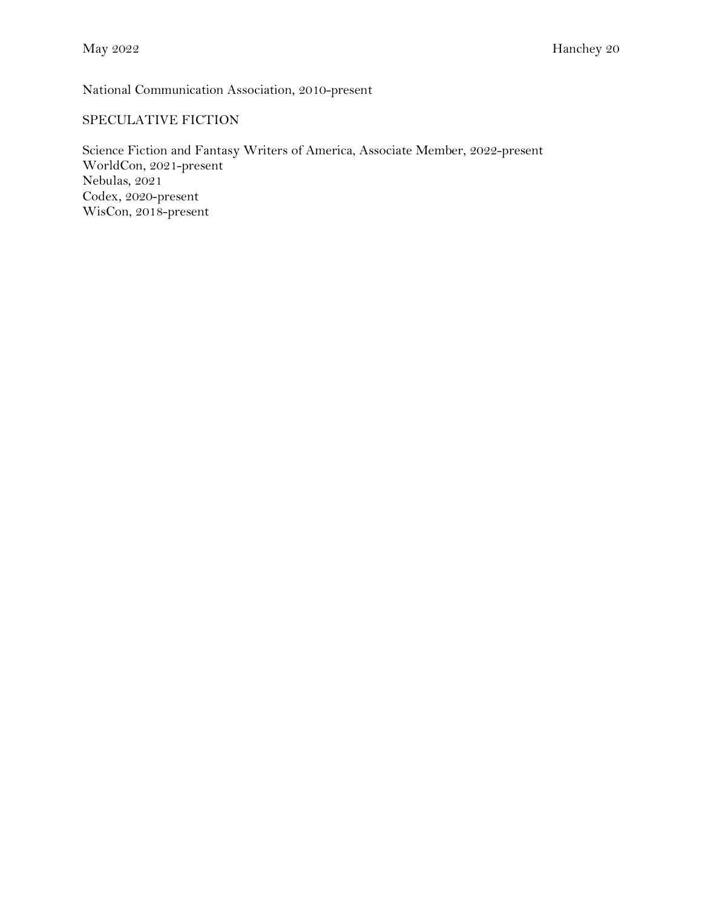National Communication Association, 2010-present

## SPECULATIVE FICTION

Science Fiction and Fantasy Writers of America, Associate Member, 2022-present
WorldCon, 2021-present
Nebulas, 2021
Codex, 2020-present
WisCon, 2018-present